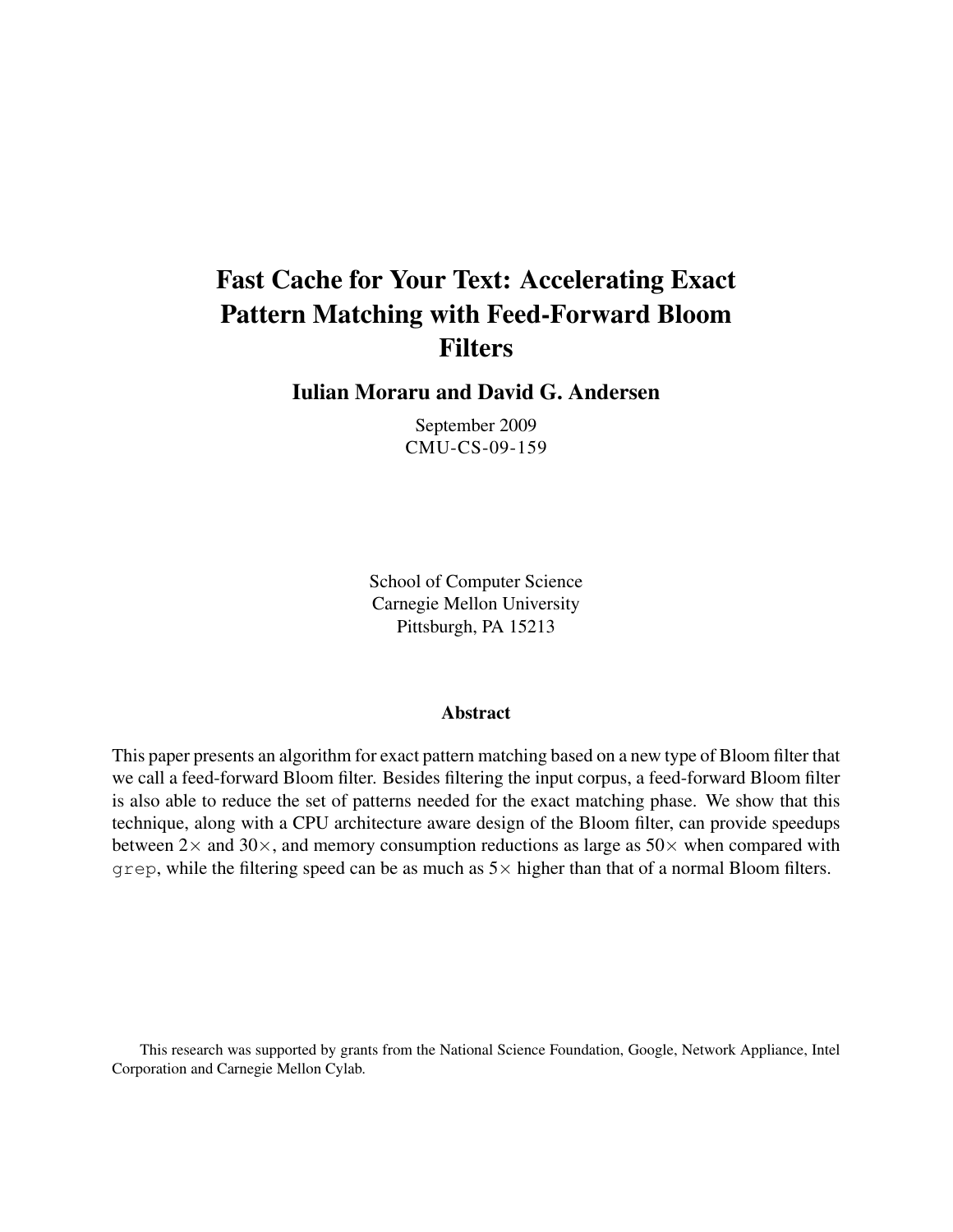# Fast Cache for Your Text: Accelerating Exact Pattern Matching with Feed-Forward Bloom Filters

**Iulian Moraru and David G. Andersen**

September 2009
CMU-CS-09-159

School of Computer Science
Carnegie Mellon University
Pittsburgh, PA 15213

### Abstract

This paper presents an algorithm for exact pattern matching based on a new type of Bloom filter that we call a feed-forward Bloom filter. Besides filtering the input corpus, a feed-forward Bloom filter is also able to reduce the set of patterns needed for the exact matching phase. We show that this technique, along with a CPU architecture aware design of the Bloom filter, can provide speedups between $2\times$ and $30\times$, and memory consumption reductions as large as $50\times$ when compared with `grep`, while the filtering speed can be as much as $5\times$ higher than that of a normal Bloom filters.

This research was supported by grants from the National Science Foundation, Google, Network Appliance, Intel Corporation and Carnegie Mellon Cylab.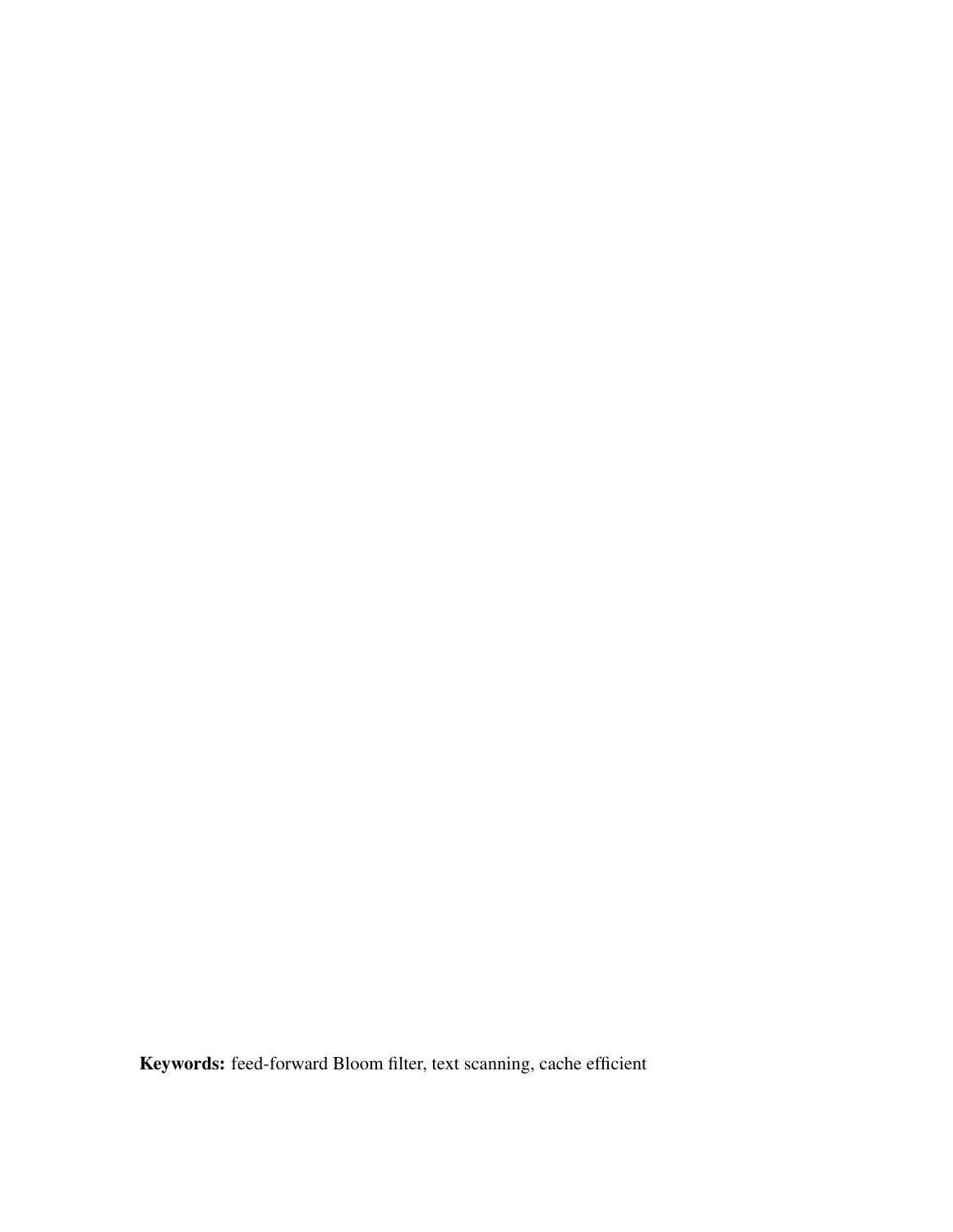**Keywords:** feed-forward Bloom filter, text scanning, cache efficient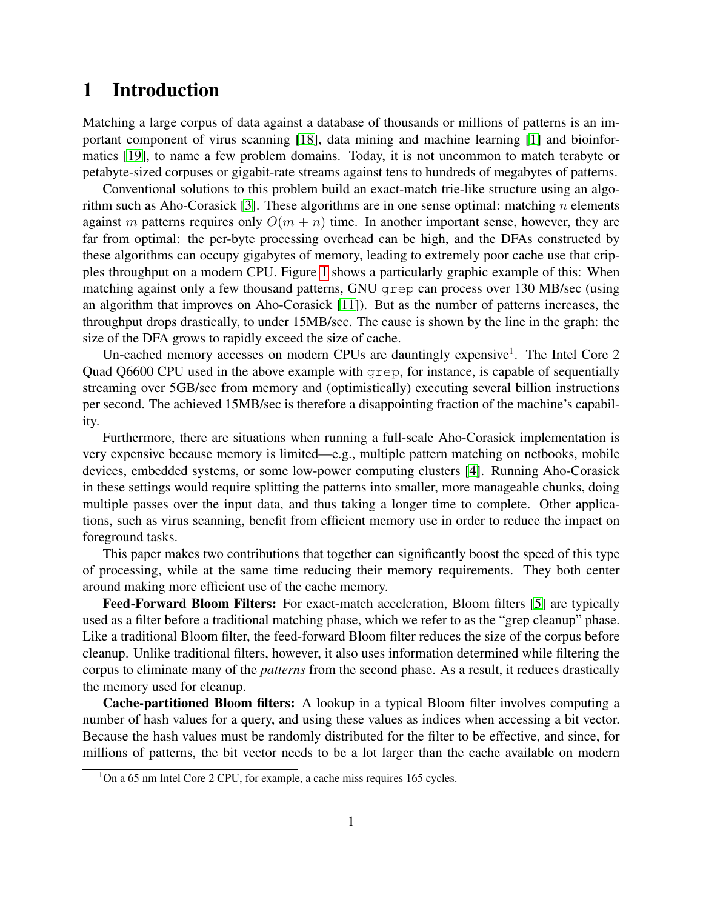# 1 Introduction

Matching a large corpus of data against a database of thousands or millions of patterns is an important component of virus scanning [18], data mining and machine learning [1] and bioinformatics [19], to name a few problem domains. Today, it is not uncommon to match terabyte or petabyte-sized corpuses or gigabit-rate streams against tens to hundreds of megabytes of patterns.

Conventional solutions to this problem build an exact-match trie-like structure using an algorithm such as Aho-Corasick [3]. These algorithms are in one sense optimal: matching $n$ elements against $m$ patterns requires only $O(m + n)$ time. In another important sense, however, they are far from optimal: the per-byte processing overhead can be high, and the DFAs constructed by these algorithms can occupy gigabytes of memory, leading to extremely poor cache use that cripples throughput on a modern CPU. Figure 1 shows a particularly graphic example of this: When matching against only a few thousand patterns, GNU `grep` can process over 130 MB/sec (using an algorithm that improves on Aho-Corasick [11]). But as the number of patterns increases, the throughput drops drastically, to under 15MB/sec. The cause is shown by the line in the graph: the size of the DFA grows to rapidly exceed the size of cache.

Un-cached memory accesses on modern CPUs are dauntingly expensive[1]. The Intel Core 2 Quad Q6600 CPU used in the above example with `grep`, for instance, is capable of sequentially streaming over 5GB/sec from memory and (optimistically) executing several billion instructions per second. The achieved 15MB/sec is therefore a disappointing fraction of the machine's capability.

Furthermore, there are situations when running a full-scale Aho-Corasick implementation is very expensive because memory is limited—e.g., multiple pattern matching on netbooks, mobile devices, embedded systems, or some low-power computing clusters [4]. Running Aho-Corasick in these settings would require splitting the patterns into smaller, more manageable chunks, doing multiple passes over the input data, and thus taking a longer time to complete. Other applications, such as virus scanning, benefit from efficient memory use in order to reduce the impact on foreground tasks.

This paper makes two contributions that together can significantly boost the speed of this type of processing, while at the same time reducing their memory requirements. They both center around making more efficient use of the cache memory.

**Feed-Forward Bloom Filters:** For exact-match acceleration, Bloom filters [5] are typically used as a filter before a traditional matching phase, which we refer to as the "grep cleanup" phase. Like a traditional Bloom filter, the feed-forward Bloom filter reduces the size of the corpus before cleanup. Unlike traditional filters, however, it also uses information determined while filtering the corpus to eliminate many of the *patterns* from the second phase. As a result, it reduces drastically the memory used for cleanup.

**Cache-partitioned Bloom filters:** A lookup in a typical Bloom filter involves computing a number of hash values for a query, and using these values as indices when accessing a bit vector. Because the hash values must be randomly distributed for the filter to be effective, and since, for millions of patterns, the bit vector needs to be a lot larger than the cache available on modern

[1] On a 65 nm Intel Core 2 CPU, for example, a cache miss requires 165 cycles.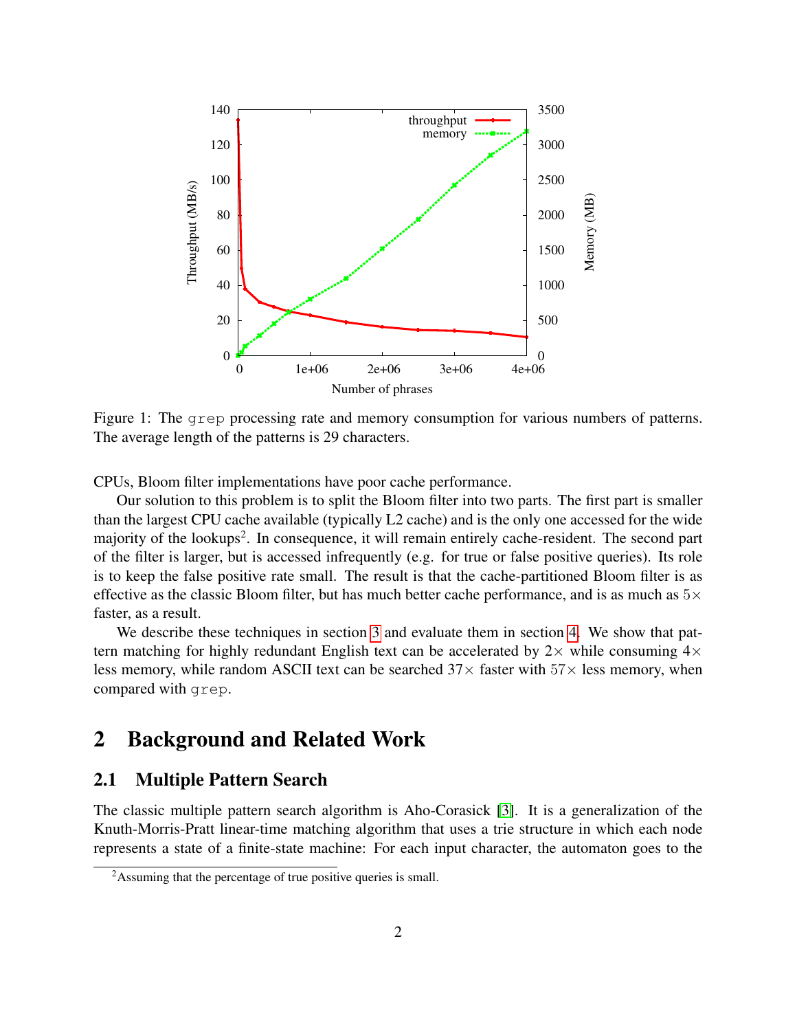Figure 1: The `grep` processing rate and memory consumption for various numbers of patterns. The average length of the patterns is 29 characters.

CPUs, Bloom filter implementations have poor cache performance.

Our solution to this problem is to split the Bloom filter into two parts. The first part is smaller than the largest CPU cache available (typically L2 cache) and is the only one accessed for the wide majority of the lookups[2]. In consequence, it will remain entirely cache-resident. The second part of the filter is larger, but is accessed infrequently (e.g. for true or false positive queries). Its role is to keep the false positive rate small. The result is that the cache-partitioned Bloom filter is as effective as the classic Bloom filter, but has much better cache performance, and is as much as $5\times$ faster, as a result.

We describe these techniques in section 3 and evaluate them in section 4. We show that pattern matching for highly redundant English text can be accelerated by $2\times$ while consuming $4\times$ less memory, while random ASCII text can be searched $37\times$ faster with $57\times$ less memory, when compared with `grep`.

## 2 Background and Related Work

### 2.1 Multiple Pattern Search

The classic multiple pattern search algorithm is Aho-Corasick [3]. It is a generalization of the Knuth-Morris-Pratt linear-time matching algorithm that uses a trie structure in which each node represents a state of a finite-state machine: For each input character, the automaton goes to the

[2] Assuming that the percentage of true positive queries is small.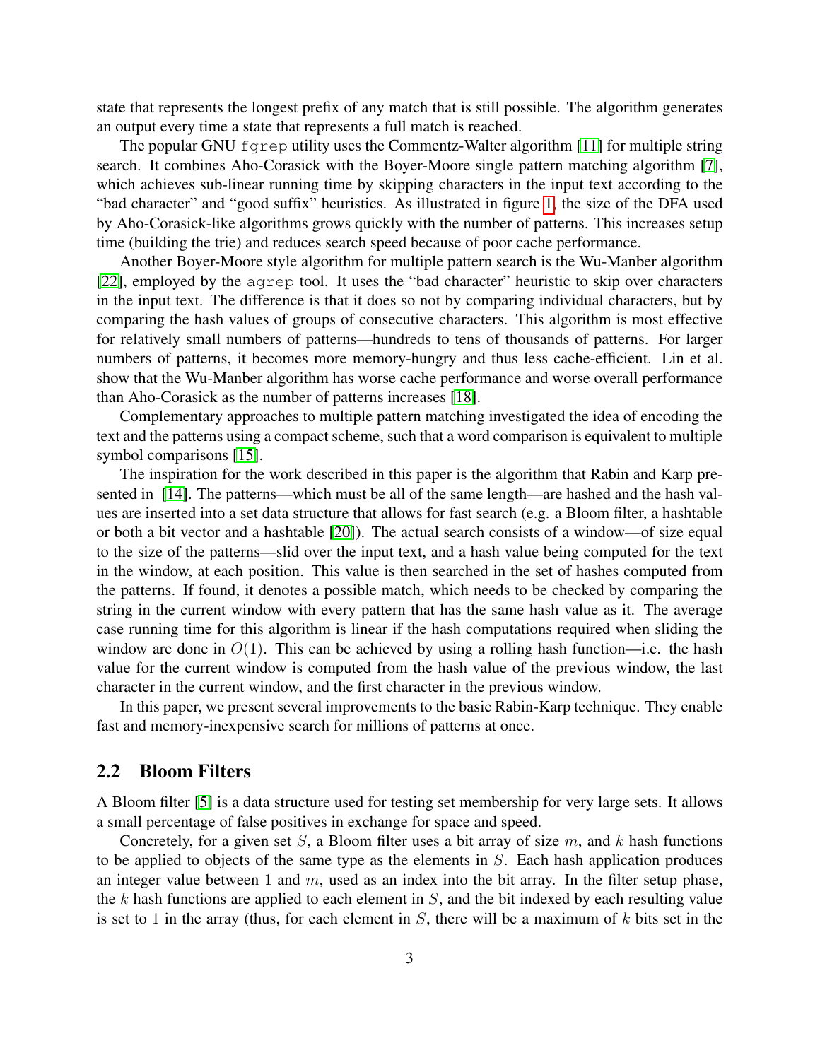state that represents the longest prefix of any match that is still possible. The algorithm generates an output every time a state that represents a full match is reached.

The popular GNU `fgrep` utility uses the Commentz-Walter algorithm [11] for multiple string search. It combines Aho-Corasick with the Boyer-Moore single pattern matching algorithm [7], which achieves sub-linear running time by skipping characters in the input text according to the "bad character" and "good suffix" heuristics. As illustrated in figure 1, the size of the DFA used by Aho-Corasick-like algorithms grows quickly with the number of patterns. This increases setup time (building the trie) and reduces search speed because of poor cache performance.

Another Boyer-Moore style algorithm for multiple pattern search is the Wu-Manber algorithm [22], employed by the `agrep` tool. It uses the "bad character" heuristic to skip over characters in the input text. The difference is that it does so not by comparing individual characters, but by comparing the hash values of groups of consecutive characters. This algorithm is most effective for relatively small numbers of patterns—hundreds to tens of thousands of patterns. For larger numbers of patterns, it becomes more memory-hungry and thus less cache-efficient. Lin et al. show that the Wu-Manber algorithm has worse cache performance and worse overall performance than Aho-Corasick as the number of patterns increases [18].

Complementary approaches to multiple pattern matching investigated the idea of encoding the text and the patterns using a compact scheme, such that a word comparison is equivalent to multiple symbol comparisons [15].

The inspiration for the work described in this paper is the algorithm that Rabin and Karp presented in [14]. The patterns—which must be all of the same length—are hashed and the hash values are inserted into a set data structure that allows for fast search (e.g. a Bloom filter, a hashtable or both a bit vector and a hashtable [20]). The actual search consists of a window—of size equal to the size of the patterns—slid over the input text, and a hash value being computed for the text in the window, at each position. This value is then searched in the set of hashes computed from the patterns. If found, it denotes a possible match, which needs to be checked by comparing the string in the current window with every pattern that has the same hash value as it. The average case running time for this algorithm is linear if the hash computations required when sliding the window are done in $O(1)$. This can be achieved by using a rolling hash function—i.e. the hash value for the current window is computed from the hash value of the previous window, the last character in the current window, and the first character in the previous window.

In this paper, we present several improvements to the basic Rabin-Karp technique. They enable fast and memory-inexpensive search for millions of patterns at once.

## 2.2 Bloom Filters

A Bloom filter [5] is a data structure used for testing set membership for very large sets. It allows a small percentage of false positives in exchange for space and speed.

Concretely, for a given set $S$, a Bloom filter uses a bit array of size $m$, and $k$ hash functions to be applied to objects of the same type as the elements in $S$. Each hash application produces an integer value between $1$ and $m$, used as an index into the bit array. In the filter setup phase, the $k$ hash functions are applied to each element in $S$, and the bit indexed by each resulting value is set to $1$ in the array (thus, for each element in $S$, there will be a maximum of $k$ bits set in the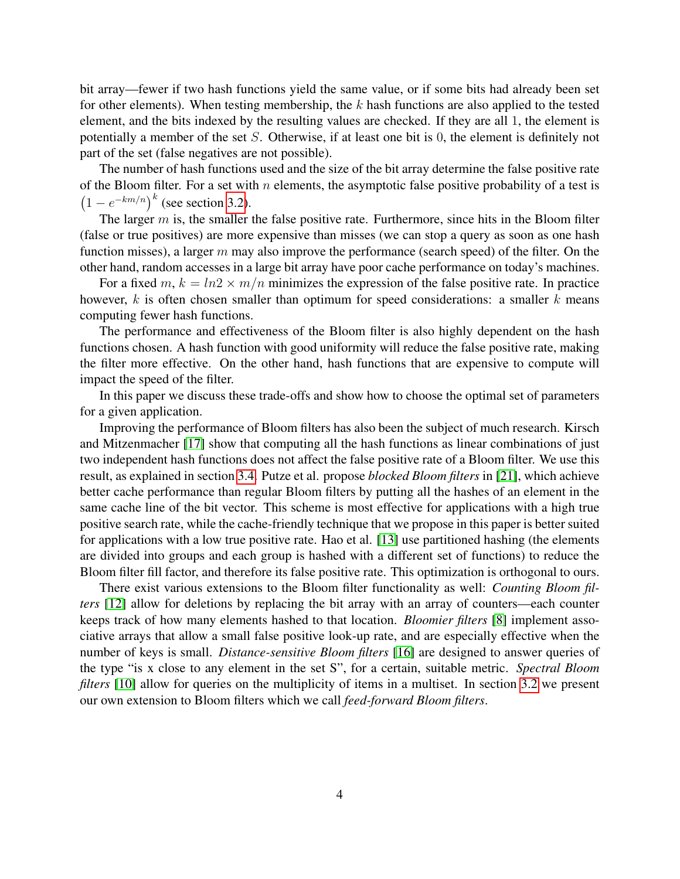bit array—fewer if two hash functions yield the same value, or if some bits had already been set for other elements). When testing membership, the $k$ hash functions are also applied to the tested element, and the bits indexed by the resulting values are checked. If they are all 1, the element is potentially a member of the set $S$. Otherwise, if at least one bit is 0, the element is definitely not part of the set (false negatives are not possible).

The number of hash functions used and the size of the bit array determine the false positive rate of the Bloom filter. For a set with $n$ elements, the asymptotic false positive probability of a test is $\left(1 - e^{-km/n}\right)^k$ (see section 3.2).

The larger $m$ is, the smaller the false positive rate. Furthermore, since hits in the Bloom filter (false or true positives) are more expensive than misses (we can stop a query as soon as one hash function misses), a larger $m$ may also improve the performance (search speed) of the filter. On the other hand, random accesses in a large bit array have poor cache performance on today's machines.

For a fixed $m$, $k = ln2 \times m/n$ minimizes the expression of the false positive rate. In practice however, $k$ is often chosen smaller than optimum for speed considerations: a smaller $k$ means computing fewer hash functions.

The performance and effectiveness of the Bloom filter is also highly dependent on the hash functions chosen. A hash function with good uniformity will reduce the false positive rate, making the filter more effective. On the other hand, hash functions that are expensive to compute will impact the speed of the filter.

In this paper we discuss these trade-offs and show how to choose the optimal set of parameters for a given application.

Improving the performance of Bloom filters has also been the subject of much research. Kirsch and Mitzenmacher [17] show that computing all the hash functions as linear combinations of just two independent hash functions does not affect the false positive rate of a Bloom filter. We use this result, as explained in section 3.4. Putze et al. propose *blocked Bloom filters* in [21], which achieve better cache performance than regular Bloom filters by putting all the hashes of an element in the same cache line of the bit vector. This scheme is most effective for applications with a high true positive search rate, while the cache-friendly technique that we propose in this paper is better suited for applications with a low true positive rate. Hao et al. [13] use partitioned hashing (the elements are divided into groups and each group is hashed with a different set of functions) to reduce the Bloom filter fill factor, and therefore its false positive rate. This optimization is orthogonal to ours.

There exist various extensions to the Bloom filter functionality as well: *Counting Bloom filters* [12] allow for deletions by replacing the bit array with an array of counters—each counter keeps track of how many elements hashed to that location. *Bloomier filters* [8] implement associative arrays that allow a small false positive look-up rate, and are especially effective when the number of keys is small. *Distance-sensitive Bloom filters* [16] are designed to answer queries of the type "is x close to any element in the set S", for a certain, suitable metric. *Spectral Bloom filters* [10] allow for queries on the multiplicity of items in a multiset. In section 3.2 we present our own extension to Bloom filters which we call *feed-forward Bloom filters*.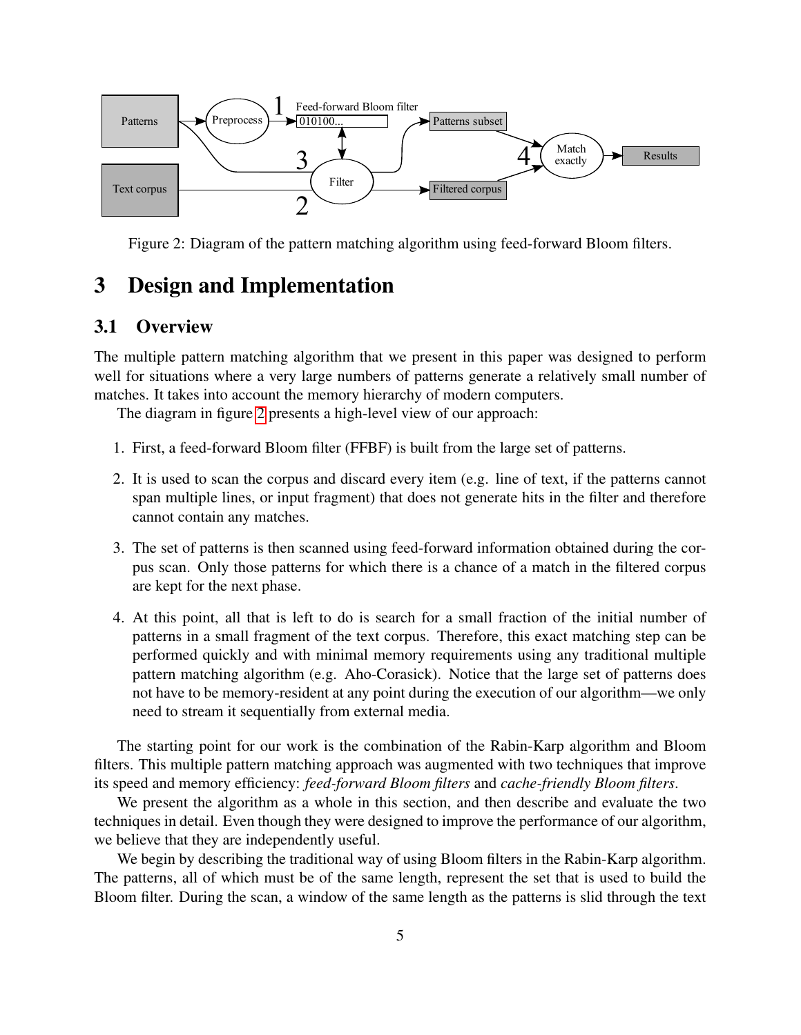Figure 2: Diagram of the pattern matching algorithm using feed-forward Bloom filters.

## 3 Design and Implementation

### 3.1 Overview

The multiple pattern matching algorithm that we present in this paper was designed to perform well for situations where a very large numbers of patterns generate a relatively small number of matches. It takes into account the memory hierarchy of modern computers.

The diagram in figure 2 presents a high-level view of our approach:

1. First, a feed-forward Bloom filter (FFBF) is built from the large set of patterns.
2. It is used to scan the corpus and discard every item (e.g. line of text, if the patterns cannot span multiple lines, or input fragment) that does not generate hits in the filter and therefore cannot contain any matches.
3. The set of patterns is then scanned using feed-forward information obtained during the corpus scan. Only those patterns for which there is a chance of a match in the filtered corpus are kept for the next phase.
4. At this point, all that is left to do is search for a small fraction of the initial number of patterns in a small fragment of the text corpus. Therefore, this exact matching step can be performed quickly and with minimal memory requirements using any traditional multiple pattern matching algorithm (e.g. Aho-Corasick). Notice that the large set of patterns does not have to be memory-resident at any point during the execution of our algorithm—we only need to stream it sequentially from external media.

The starting point for our work is the combination of the Rabin-Karp algorithm and Bloom filters. This multiple pattern matching approach was augmented with two techniques that improve its speed and memory efficiency: *feed-forward Bloom filters* and *cache-friendly Bloom filters*.

We present the algorithm as a whole in this section, and then describe and evaluate the two techniques in detail. Even though they were designed to improve the performance of our algorithm, we believe that they are independently useful.

We begin by describing the traditional way of using Bloom filters in the Rabin-Karp algorithm. The patterns, all of which must be of the same length, represent the set that is used to build the Bloom filter. During the scan, a window of the same length as the patterns is slid through the text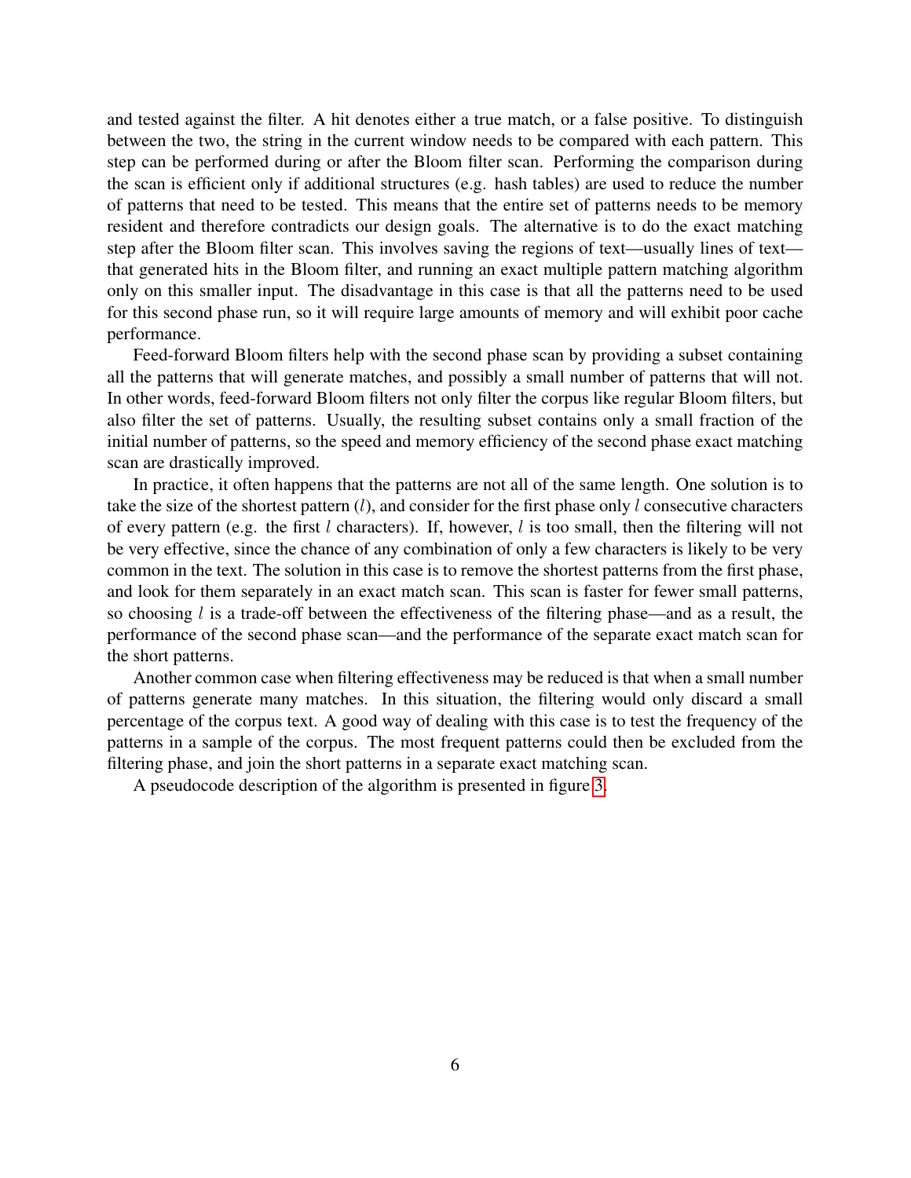and tested against the filter. A hit denotes either a true match, or a false positive. To distinguish between the two, the string in the current window needs to be compared with each pattern. This step can be performed during or after the Bloom filter scan. Performing the comparison during the scan is efficient only if additional structures (e.g. hash tables) are used to reduce the number of patterns that need to be tested. This means that the entire set of patterns needs to be memory resident and therefore contradicts our design goals. The alternative is to do the exact matching step after the Bloom filter scan. This involves saving the regions of text—usually lines of text—that generated hits in the Bloom filter, and running an exact multiple pattern matching algorithm only on this smaller input. The disadvantage in this case is that all the patterns need to be used for this second phase run, so it will require large amounts of memory and will exhibit poor cache performance.

Feed-forward Bloom filters help with the second phase scan by providing a subset containing all the patterns that will generate matches, and possibly a small number of patterns that will not. In other words, feed-forward Bloom filters not only filter the corpus like regular Bloom filters, but also filter the set of patterns. Usually, the resulting subset contains only a small fraction of the initial number of patterns, so the speed and memory efficiency of the second phase exact matching scan are drastically improved.

In practice, it often happens that the patterns are not all of the same length. One solution is to take the size of the shortest pattern ($l$), and consider for the first phase only $l$ consecutive characters of every pattern (e.g. the first $l$ characters). If, however, $l$ is too small, then the filtering will not be very effective, since the chance of any combination of only a few characters is likely to be very common in the text. The solution in this case is to remove the shortest patterns from the first phase, and look for them separately in an exact match scan. This scan is faster for fewer small patterns, so choosing $l$ is a trade-off between the effectiveness of the filtering phase—and as a result, the performance of the second phase scan—and the performance of the separate exact match scan for the short patterns.

Another common case when filtering effectiveness may be reduced is that when a small number of patterns generate many matches. In this situation, the filtering would only discard a small percentage of the corpus text. A good way of dealing with this case is to test the frequency of the patterns in a sample of the corpus. The most frequent patterns could then be excluded from the filtering phase, and join the short patterns in a separate exact matching scan.

A pseudocode description of the algorithm is presented in figure 3.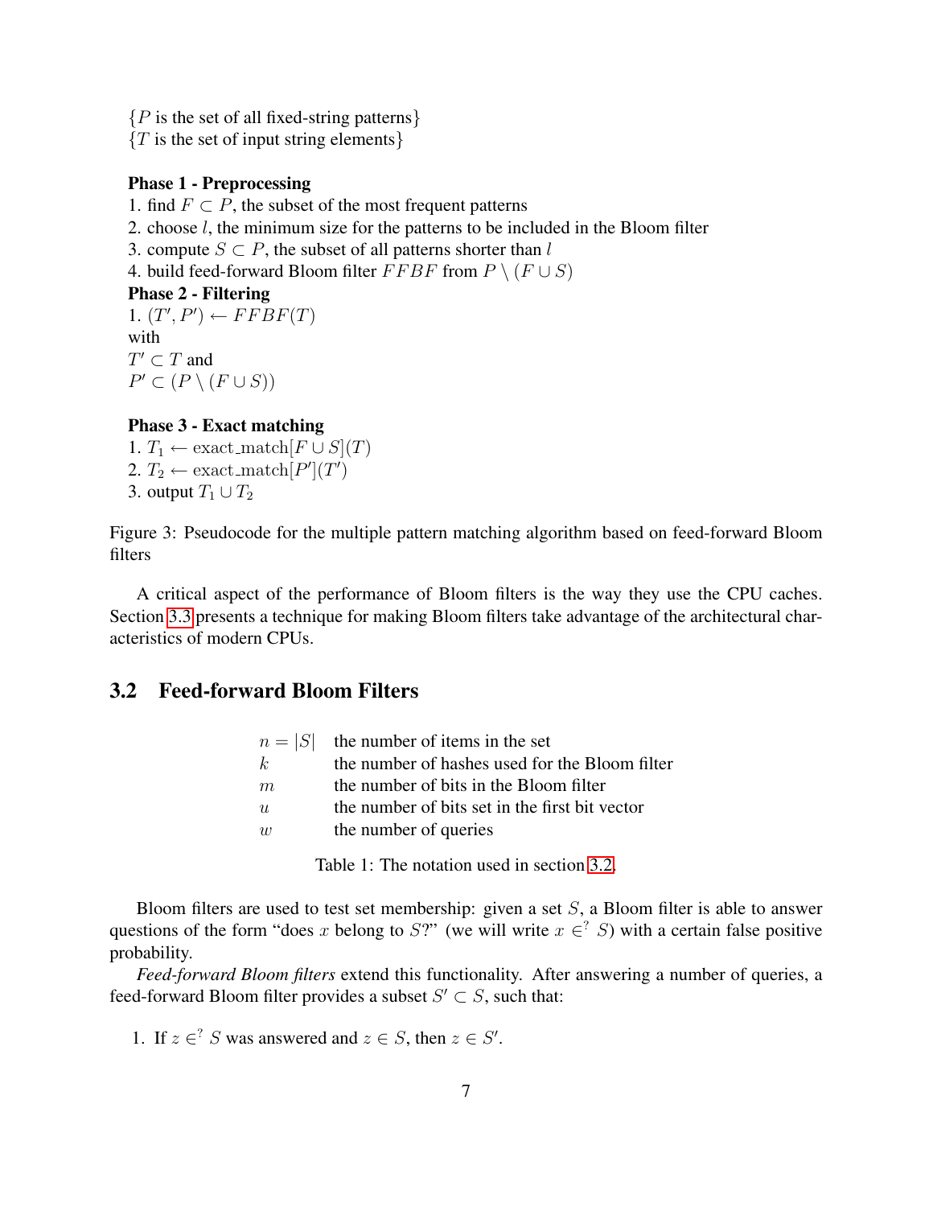{$P$ is the set of all fixed-string patterns}
{$T$ is the set of input string elements}

**Phase 1 - Preprocessing**
1. find $F \subset P$, the subset of the most frequent patterns
2. choose $l$, the minimum size for the patterns to be included in the Bloom filter
3. compute $S \subset P$, the subset of all patterns shorter than $l$
4. build feed-forward Bloom filter $FFBF$ from $P \setminus (F \cup S)$

**Phase 2 - Filtering**
1. $(T', P') \leftarrow FFBF(T)$
with
$T' \subset T$ and
$P' \subset (P \setminus (F \cup S))$

**Phase 3 - Exact matching**
1. $T_1 \leftarrow \text{exact\_match}[F \cup S](T)$
2. $T_2 \leftarrow \text{exact\_match}[P'](T')$
3. output $T_1 \cup T_2$

Figure 3: Pseudocode for the multiple pattern matching algorithm based on feed-forward Bloom filters

A critical aspect of the performance of Bloom filters is the way they use the CPU caches. Section 3.3 presents a technique for making Bloom filters take advantage of the architectural characteristics of modern CPUs.

## 3.2 Feed-forward Bloom Filters

| | |
|---|---|
| $n = \lvert S \rvert$ | the number of items in the set |
| $k$ | the number of hashes used for the Bloom filter |
| $m$ | the number of bits in the Bloom filter |
| $u$ | the number of bits set in the first bit vector |
| $w$ | the number of queries |

Table 1: The notation used in section 3.2.

Bloom filters are used to test set membership: given a set $S$, a Bloom filter is able to answer questions of the form "does $x$ belong to $S$?" (we will write $x \in^? S$) with a certain false positive probability.

*Feed-forward Bloom filters* extend this functionality. After answering a number of queries, a feed-forward Bloom filter provides a subset $S' \subset S$, such that:

1. If $z \in^? S$ was answered and $z \in S$, then $z \in S'$.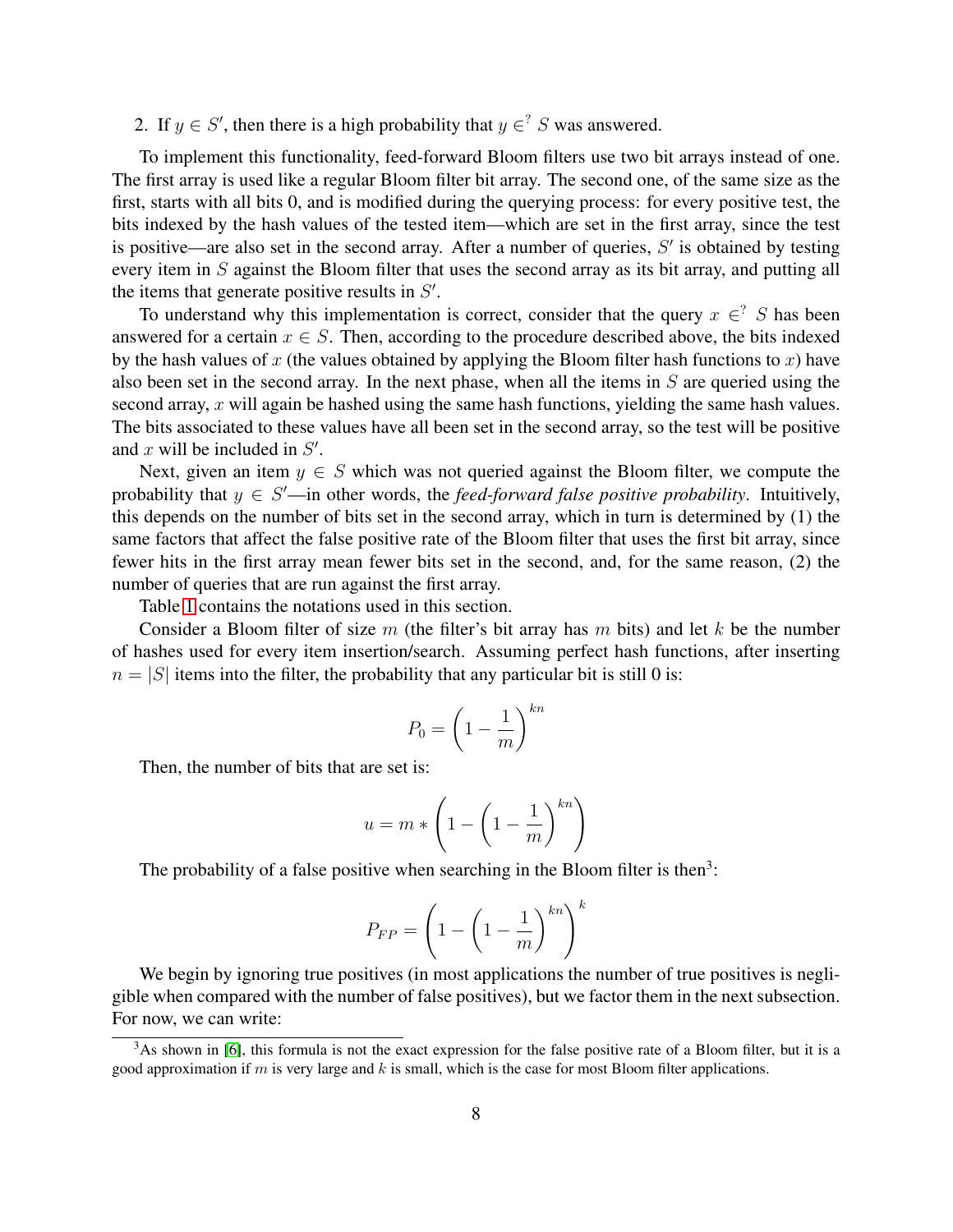2. If $y \in S'$, then there is a high probability that $y \in^? S$ was answered.

To implement this functionality, feed-forward Bloom filters use two bit arrays instead of one. The first array is used like a regular Bloom filter bit array. The second one, of the same size as the first, starts with all bits 0, and is modified during the querying process: for every positive test, the bits indexed by the hash values of the tested item—which are set in the first array, since the test is positive—are also set in the second array. After a number of queries, $S'$ is obtained by testing every item in $S$ against the Bloom filter that uses the second array as its bit array, and putting all the items that generate positive results in $S'$.

To understand why this implementation is correct, consider that the query $x \in^? S$ has been answered for a certain $x \in S$. Then, according to the procedure described above, the bits indexed by the hash values of $x$ (the values obtained by applying the Bloom filter hash functions to $x$) have also been set in the second array. In the next phase, when all the items in $S$ are queried using the second array, $x$ will again be hashed using the same hash functions, yielding the same hash values. The bits associated to these values have all been set in the second array, so the test will be positive and $x$ will be included in $S'$.

Next, given an item $y \in S$ which was not queried against the Bloom filter, we compute the probability that $y \in S'$—in other words, the *feed-forward false positive probability*. Intuitively, this depends on the number of bits set in the second array, which in turn is determined by (1) the same factors that affect the false positive rate of the Bloom filter that uses the first bit array, since fewer hits in the first array mean fewer bits set in the second, and, for the same reason, (2) the number of queries that are run against the first array.

Table 1 contains the notations used in this section.

Consider a Bloom filter of size $m$ (the filter's bit array has $m$ bits) and let $k$ be the number of hashes used for every item insertion/search. Assuming perfect hash functions, after inserting $n = |S|$ items into the filter, the probability that any particular bit is still 0 is:

$$P_0 = \left(1 - \frac{1}{m}\right)^{kn}$$

Then, the number of bits that are set is:

$$u = m * \left(1 - \left(1 - \frac{1}{m}\right)^{kn}\right)$$

The probability of a false positive when searching in the Bloom filter is then[3]:

$$P_{FP} = \left(1 - \left(1 - \frac{1}{m}\right)^{kn}\right)^k$$

We begin by ignoring true positives (in most applications the number of true positives is negligible when compared with the number of false positives), but we factor them in the next subsection. For now, we can write:

[3]As shown in [6], this formula is not the exact expression for the false positive rate of a Bloom filter, but it is a good approximation if $m$ is very large and $k$ is small, which is the case for most Bloom filter applications.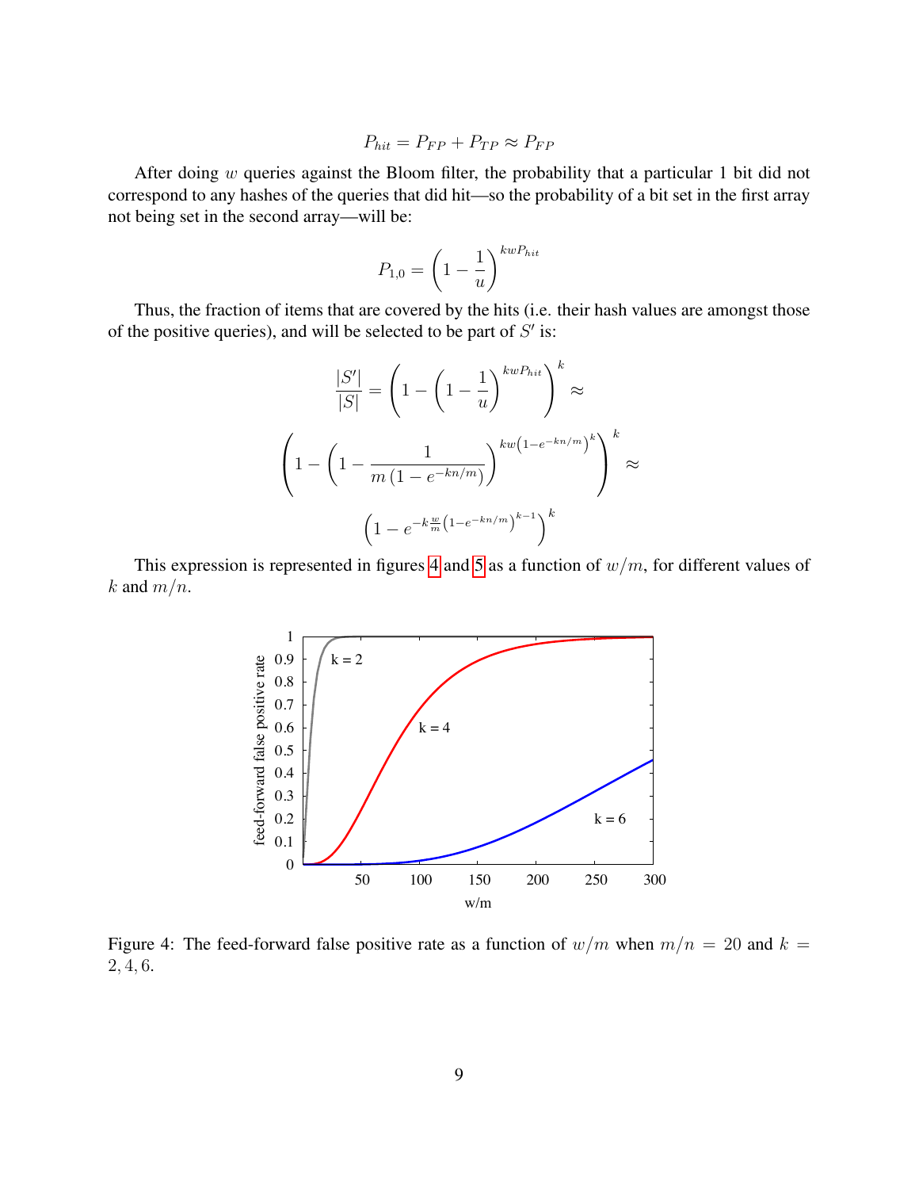$$P_{hit} = P_{FP} + P_{TP} \approx P_{FP}$$

After doing $w$ queries against the Bloom filter, the probability that a particular 1 bit did not correspond to any hashes of the queries that did hit—so the probability of a bit set in the first array not being set in the second array—will be:

$$P_{1,0} = \left(1 - \frac{1}{u}\right)^{kwP_{hit}}$$

Thus, the fraction of items that are covered by the hits (i.e. their hash values are amongst those of the positive queries), and will be selected to be part of $S'$ is:

$$\frac{|S'|}{|S|} = \left(1 - \left(1 - \frac{1}{u}\right)^{kwP_{hit}}\right)^k \approx$$

$$\left(1 - \left(1 - \frac{1}{m\left(1 - e^{-kn/m}\right)}\right)^{kw\left(1-e^{-kn/m}\right)^k}\right)^k \approx$$

$$\left(1 - e^{-k\frac{w}{m}\left(1-e^{-kn/m}\right)^{k-1}}\right)^k$$

This expression is represented in figures 4 and 5 as a function of $w/m$, for different values of $k$ and $m/n$.

Figure 4: The feed-forward false positive rate as a function of $w/m$ when $m/n = 20$ and $k = 2, 4, 6$.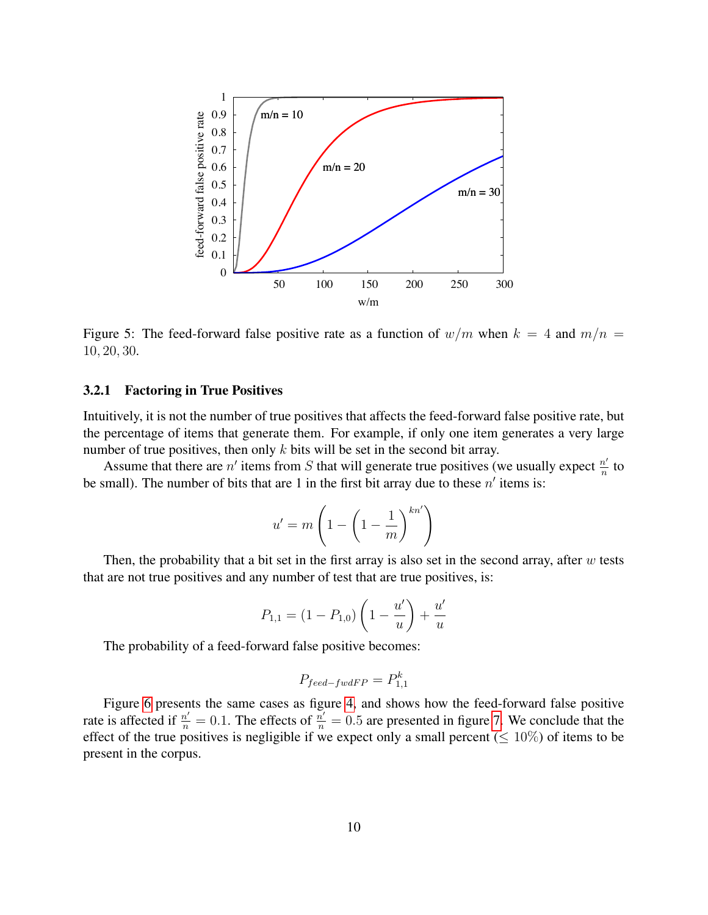Figure 5: The feed-forward false positive rate as a function of $w/m$ when $k = 4$ and $m/n = 10, 20, 30$.

### 3.2.1 Factoring in True Positives

Intuitively, it is not the number of true positives that affects the feed-forward false positive rate, but the percentage of items that generate them. For example, if only one item generates a very large number of true positives, then only $k$ bits will be set in the second bit array.

Assume that there are $n'$ items from $S$ that will generate true positives (we usually expect $\frac{n'}{n}$ to be small). The number of bits that are 1 in the first bit array due to these $n'$ items is:

$$u' = m\left(1 - \left(1 - \frac{1}{m}\right)^{kn'}\right)$$

Then, the probability that a bit set in the first array is also set in the second array, after $w$ tests that are not true positives and any number of test that are true positives, is:

$$P_{1,1} = (1 - P_{1,0})\left(1 - \frac{u'}{u}\right) + \frac{u'}{u}$$

The probability of a feed-forward false positive becomes:

$$P_{feed-fwdFP} = P_{1,1}^{k}$$

Figure 6 presents the same cases as figure 4, and shows how the feed-forward false positive rate is affected if $\frac{n'}{n} = 0.1$. The effects of $\frac{n'}{n} = 0.5$ are presented in figure 7. We conclude that the effect of the true positives is negligible if we expect only a small percent ($\leq 10\%$) of items to be present in the corpus.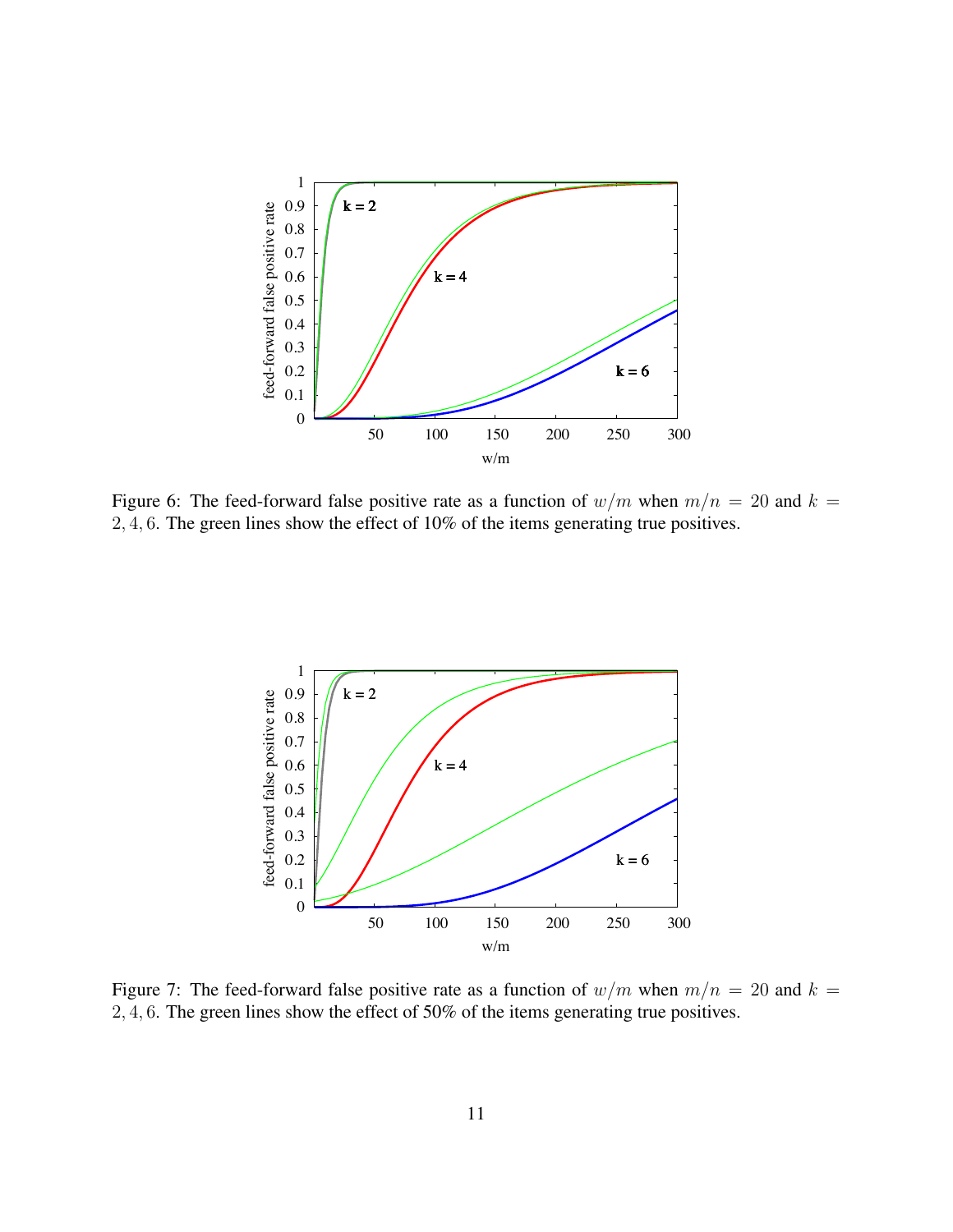Figure 6: The feed-forward false positive rate as a function of $w/m$ when $m/n = 20$ and $k = 2, 4, 6$. The green lines show the effect of 10% of the items generating true positives.

Figure 7: The feed-forward false positive rate as a function of $w/m$ when $m/n = 20$ and $k = 2, 4, 6$. The green lines show the effect of 50% of the items generating true positives.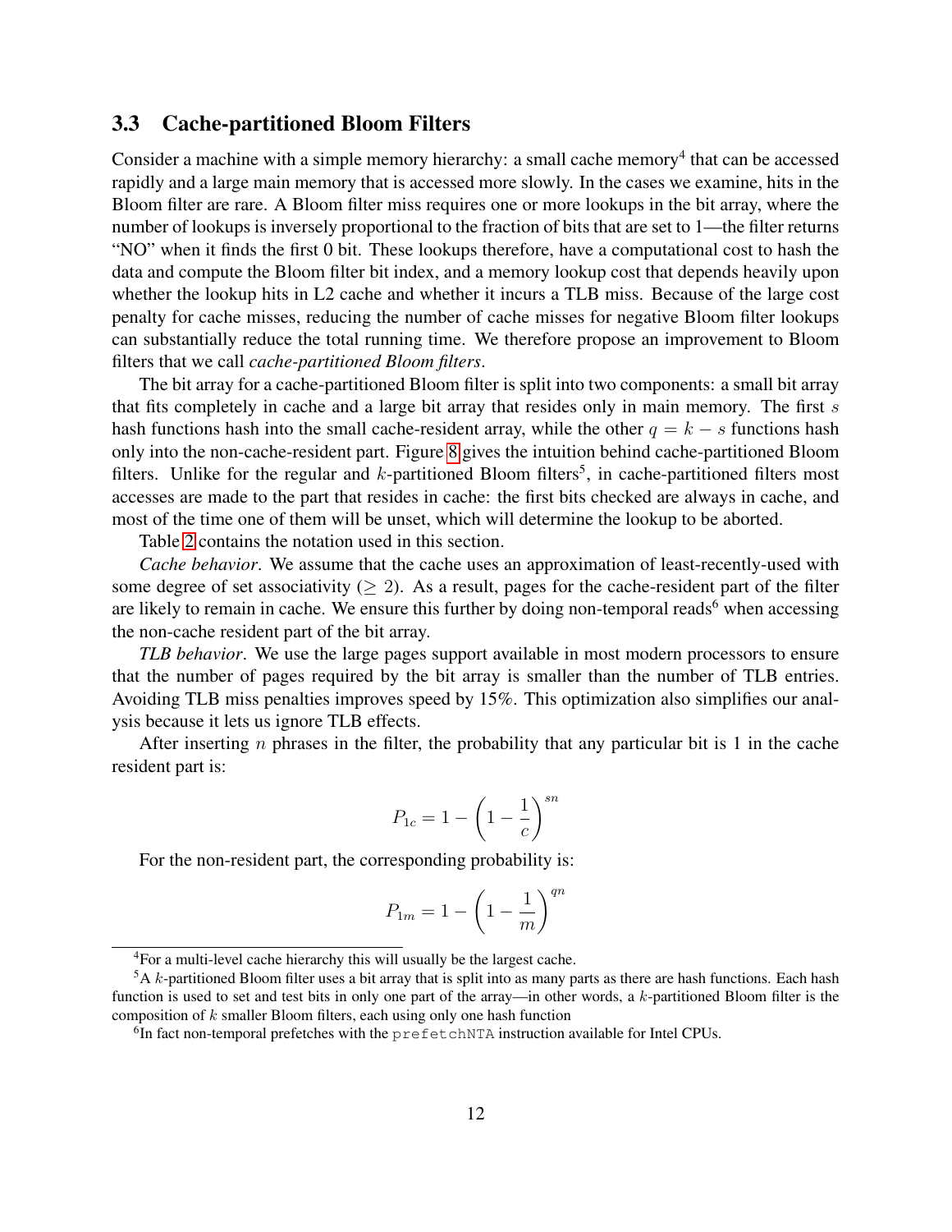### 3.3 Cache-partitioned Bloom Filters

Consider a machine with a simple memory hierarchy: a small cache memory[4] that can be accessed rapidly and a large main memory that is accessed more slowly. In the cases we examine, hits in the Bloom filter are rare. A Bloom filter miss requires one or more lookups in the bit array, where the number of lookups is inversely proportional to the fraction of bits that are set to 1—the filter returns "NO" when it finds the first 0 bit. These lookups therefore, have a computational cost to hash the data and compute the Bloom filter bit index, and a memory lookup cost that depends heavily upon whether the lookup hits in L2 cache and whether it incurs a TLB miss. Because of the large cost penalty for cache misses, reducing the number of cache misses for negative Bloom filter lookups can substantially reduce the total running time. We therefore propose an improvement to Bloom filters that we call *cache-partitioned Bloom filters*.

The bit array for a cache-partitioned Bloom filter is split into two components: a small bit array that fits completely in cache and a large bit array that resides only in main memory. The first $s$ hash functions hash into the small cache-resident array, while the other $q = k - s$ functions hash only into the non-cache-resident part. Figure 8 gives the intuition behind cache-partitioned Bloom filters. Unlike for the regular and $k$-partitioned Bloom filters[5], in cache-partitioned filters most accesses are made to the part that resides in cache: the first bits checked are always in cache, and most of the time one of them will be unset, which will determine the lookup to be aborted.

Table 2 contains the notation used in this section.

*Cache behavior*. We assume that the cache uses an approximation of least-recently-used with some degree of set associativity ($\geq 2$). As a result, pages for the cache-resident part of the filter are likely to remain in cache. We ensure this further by doing non-temporal reads[6] when accessing the non-cache resident part of the bit array.

*TLB behavior*. We use the large pages support available in most modern processors to ensure that the number of pages required by the bit array is smaller than the number of TLB entries. Avoiding TLB miss penalties improves speed by 15%. This optimization also simplifies our analysis because it lets us ignore TLB effects.

After inserting $n$ phrases in the filter, the probability that any particular bit is 1 in the cache resident part is:

$$P_{1c} = 1 - \left(1 - \frac{1}{c}\right)^{sn}$$

For the non-resident part, the corresponding probability is:

$$P_{1m} = 1 - \left(1 - \frac{1}{m}\right)^{qn}$$

[4] For a multi-level cache hierarchy this will usually be the largest cache.

[5] A $k$-partitioned Bloom filter uses a bit array that is split into as many parts as there are hash functions. Each hash function is used to set and test bits in only one part of the array—in other words, a $k$-partitioned Bloom filter is the composition of $k$ smaller Bloom filters, each using only one hash function

[6] In fact non-temporal prefetches with the `prefetchNTA` instruction available for Intel CPUs.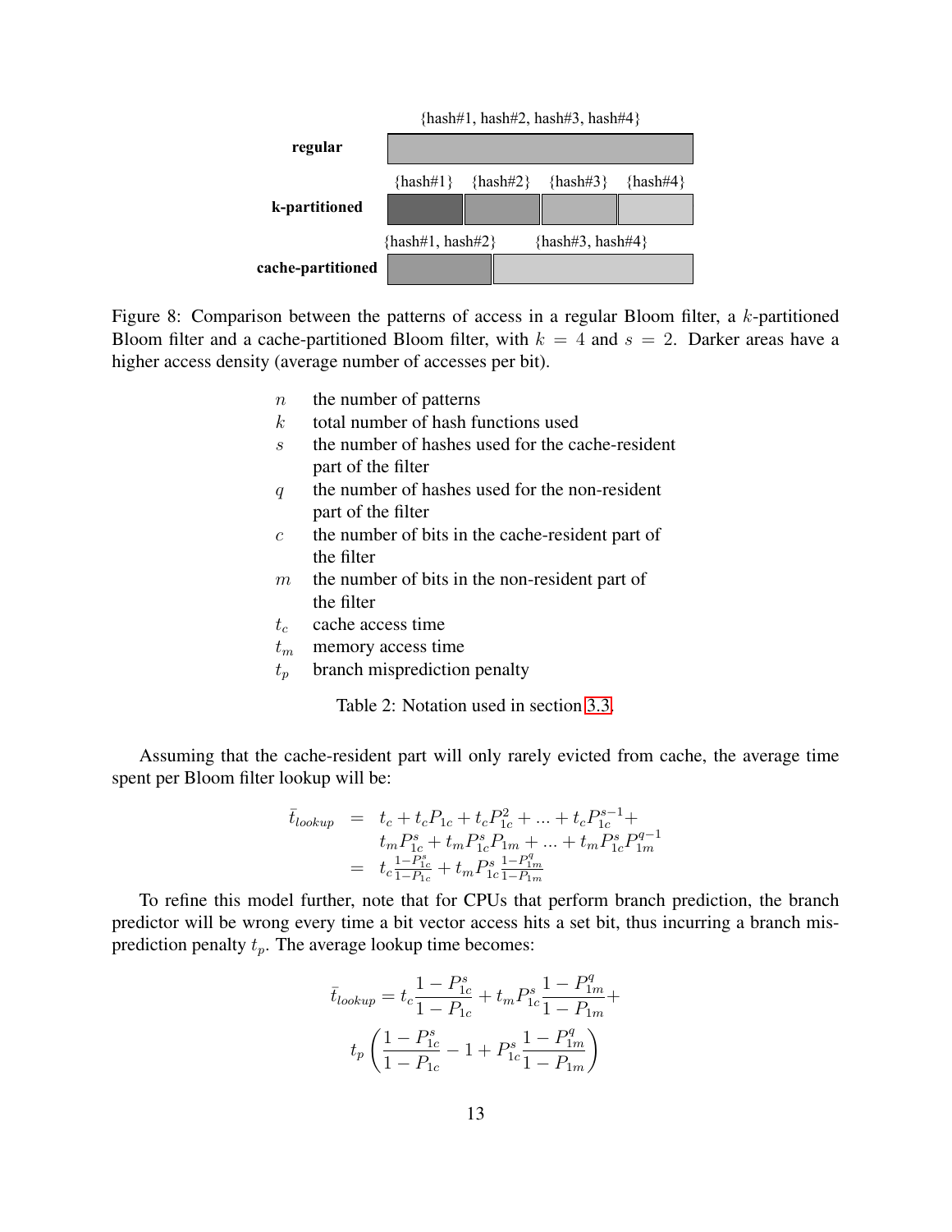{hash#1, hash#2, hash#3, hash#4}

**regular**

{hash#1} {hash#2} {hash#3} {hash#4}

**k-partitioned**

{hash#1, hash#2} {hash#3, hash#4}

**cache-partitioned**

Figure 8: Comparison between the patterns of access in a regular Bloom filter, a $k$-partitioned Bloom filter and a cache-partitioned Bloom filter, with $k = 4$ and $s = 2$. Darker areas have a higher access density (average number of accesses per bit).

| | |
|---|---|
| $n$ | the number of patterns |
| $k$ | total number of hash functions used |
| $s$ | the number of hashes used for the cache-resident part of the filter |
| $q$ | the number of hashes used for the non-resident part of the filter |
| $c$ | the number of bits in the cache-resident part of the filter |
| $m$ | the number of bits in the non-resident part of the filter |
| $t_c$ | cache access time |
| $t_m$ | memory access time |
| $t_p$ | branch misprediction penalty |

Table 2: Notation used in section 3.3.

Assuming that the cache-resident part will only rarely evicted from cache, the average time spent per Bloom filter lookup will be:

$$\begin{aligned}
\bar{t}_{lookup} &= t_c + t_c P_{1c} + t_c P_{1c}^2 + ... + t_c P_{1c}^{s-1} + \\
&\quad t_m P_{1c}^s + t_m P_{1c}^s P_{1m} + ... + t_m P_{1c}^s P_{1m}^{q-1} \\
&= t_c \frac{1 - P_{1c}^s}{1 - P_{1c}} + t_m P_{1c}^s \frac{1 - P_{1m}^q}{1 - P_{1m}}
\end{aligned}$$

To refine this model further, note that for CPUs that perform branch prediction, the branch predictor will be wrong every time a bit vector access hits a set bit, thus incurring a branch misprediction penalty $t_p$. The average lookup time becomes:

$$\bar{t}_{lookup} = t_c \frac{1 - P_{1c}^s}{1 - P_{1c}} + t_m P_{1c}^s \frac{1 - P_{1m}^q}{1 - P_{1m}} +$$

$$t_p \left( \frac{1 - P_{1c}^s}{1 - P_{1c}} - 1 + P_{1c}^s \frac{1 - P_{1m}^q}{1 - P_{1m}} \right)$$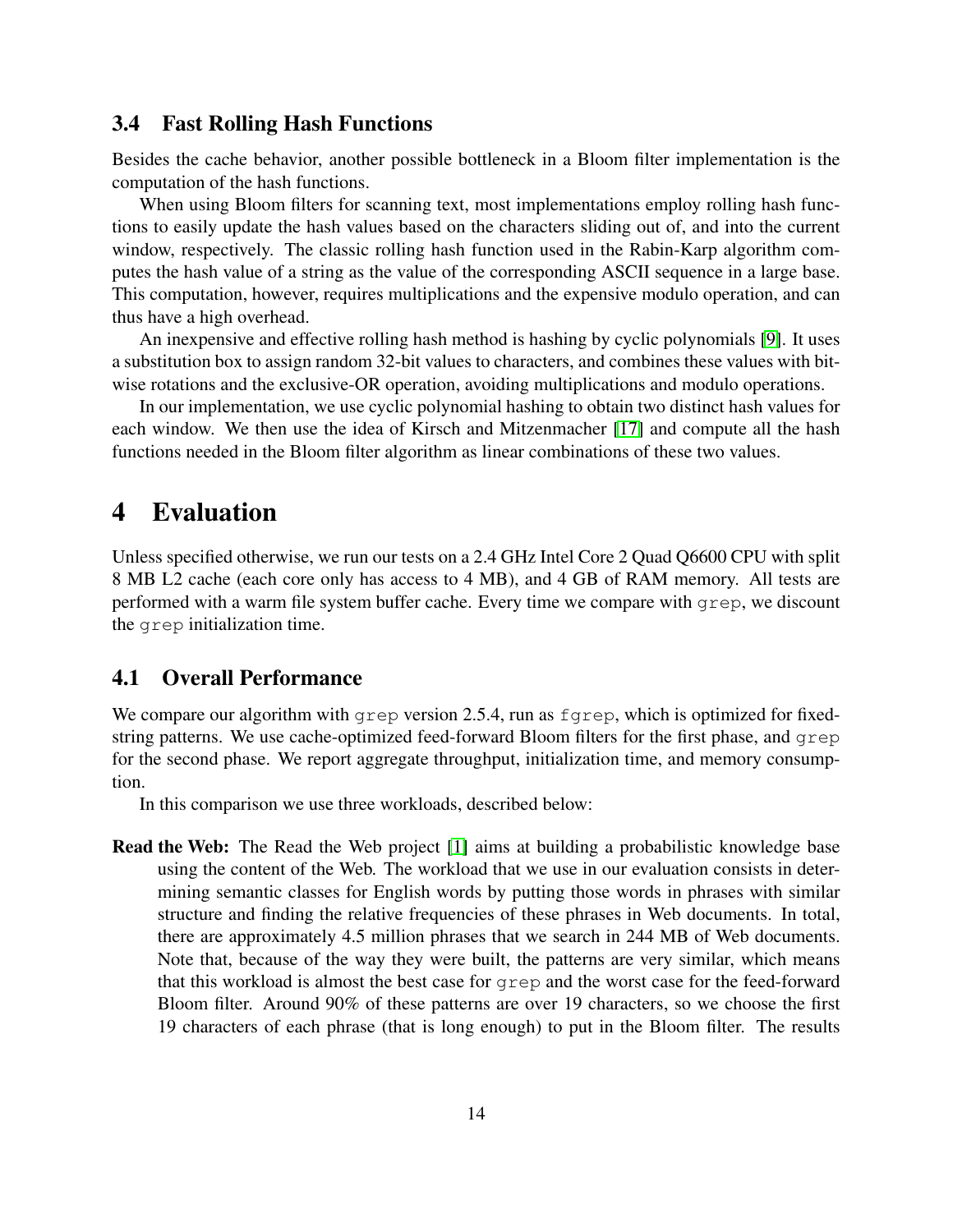### 3.4 Fast Rolling Hash Functions

Besides the cache behavior, another possible bottleneck in a Bloom filter implementation is the computation of the hash functions.

When using Bloom filters for scanning text, most implementations employ rolling hash functions to easily update the hash values based on the characters sliding out of, and into the current window, respectively. The classic rolling hash function used in the Rabin-Karp algorithm computes the hash value of a string as the value of the corresponding ASCII sequence in a large base. This computation, however, requires multiplications and the expensive modulo operation, and can thus have a high overhead.

An inexpensive and effective rolling hash method is hashing by cyclic polynomials [9]. It uses a substitution box to assign random 32-bit values to characters, and combines these values with bitwise rotations and the exclusive-OR operation, avoiding multiplications and modulo operations.

In our implementation, we use cyclic polynomial hashing to obtain two distinct hash values for each window. We then use the idea of Kirsch and Mitzenmacher [17] and compute all the hash functions needed in the Bloom filter algorithm as linear combinations of these two values.

# 4 Evaluation

Unless specified otherwise, we run our tests on a 2.4 GHz Intel Core 2 Quad Q6600 CPU with split 8 MB L2 cache (each core only has access to 4 MB), and 4 GB of RAM memory. All tests are performed with a warm file system buffer cache. Every time we compare with `grep`, we discount the `grep` initialization time.

### 4.1 Overall Performance

We compare our algorithm with `grep` version 2.5.4, run as `fgrep`, which is optimized for fixed-string patterns. We use cache-optimized feed-forward Bloom filters for the first phase, and `grep` for the second phase. We report aggregate throughput, initialization time, and memory consumption.

In this comparison we use three workloads, described below:

**Read the Web:** The Read the Web project [1] aims at building a probabilistic knowledge base using the content of the Web. The workload that we use in our evaluation consists in determining semantic classes for English words by putting those words in phrases with similar structure and finding the relative frequencies of these phrases in Web documents. In total, there are approximately 4.5 million phrases that we search in 244 MB of Web documents. Note that, because of the way they were built, the patterns are very similar, which means that this workload is almost the best case for `grep` and the worst case for the feed-forward Bloom filter. Around 90% of these patterns are over 19 characters, so we choose the first 19 characters of each phrase (that is long enough) to put in the Bloom filter. The results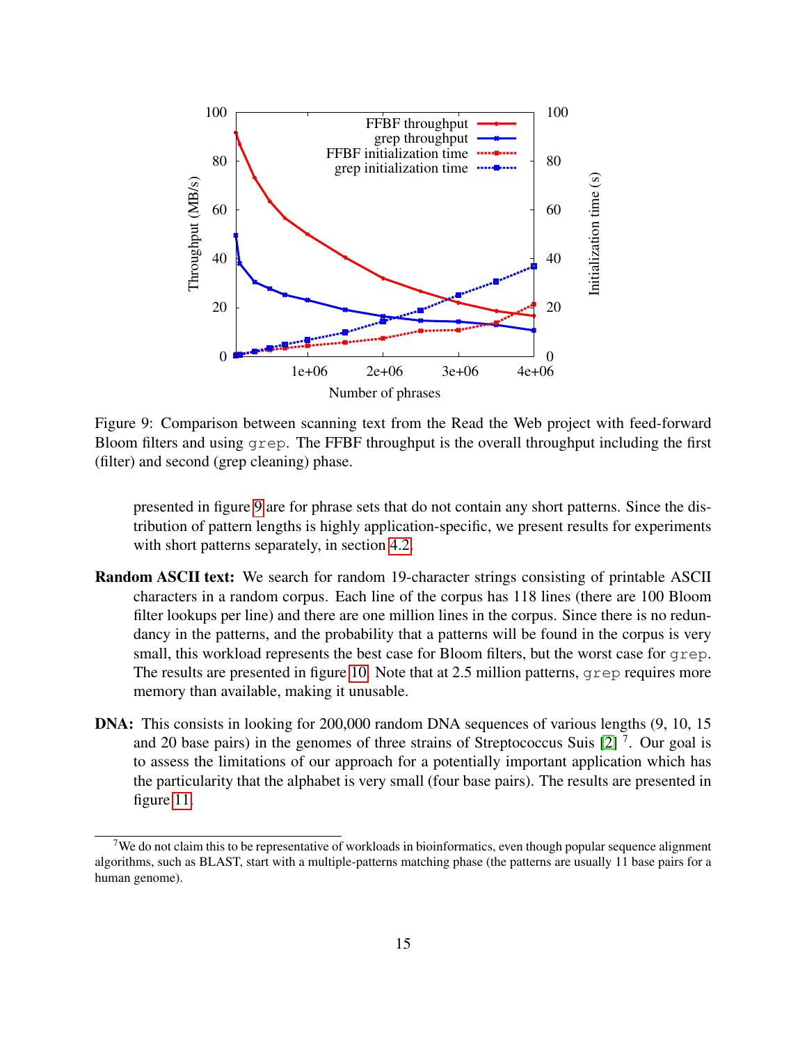Figure 9: Comparison between scanning text from the Read the Web project with feed-forward Bloom filters and using `grep`. The FFBF throughput is the overall throughput including the first (filter) and second (grep cleaning) phase.

presented in figure 9 are for phrase sets that do not contain any short patterns. Since the distribution of pattern lengths is highly application-specific, we present results for experiments with short patterns separately, in section 4.2.

**Random ASCII text:** We search for random 19-character strings consisting of printable ASCII characters in a random corpus. Each line of the corpus has 118 lines (there are 100 Bloom filter lookups per line) and there are one million lines in the corpus. Since there is no redundancy in the patterns, and the probability that a patterns will be found in the corpus is very small, this workload represents the best case for Bloom filters, but the worst case for `grep`. The results are presented in figure 10. Note that at 2.5 million patterns, `grep` requires more memory than available, making it unusable.

**DNA:** This consists in looking for 200,000 random DNA sequences of various lengths (9, 10, 15 and 20 base pairs) in the genomes of three strains of Streptococcus Suis [2] [7]. Our goal is to assess the limitations of our approach for a potentially important application which has the particularity that the alphabet is very small (four base pairs). The results are presented in figure 11.

[7] We do not claim this to be representative of workloads in bioinformatics, even though popular sequence alignment algorithms, such as BLAST, start with a multiple-patterns matching phase (the patterns are usually 11 base pairs for a human genome).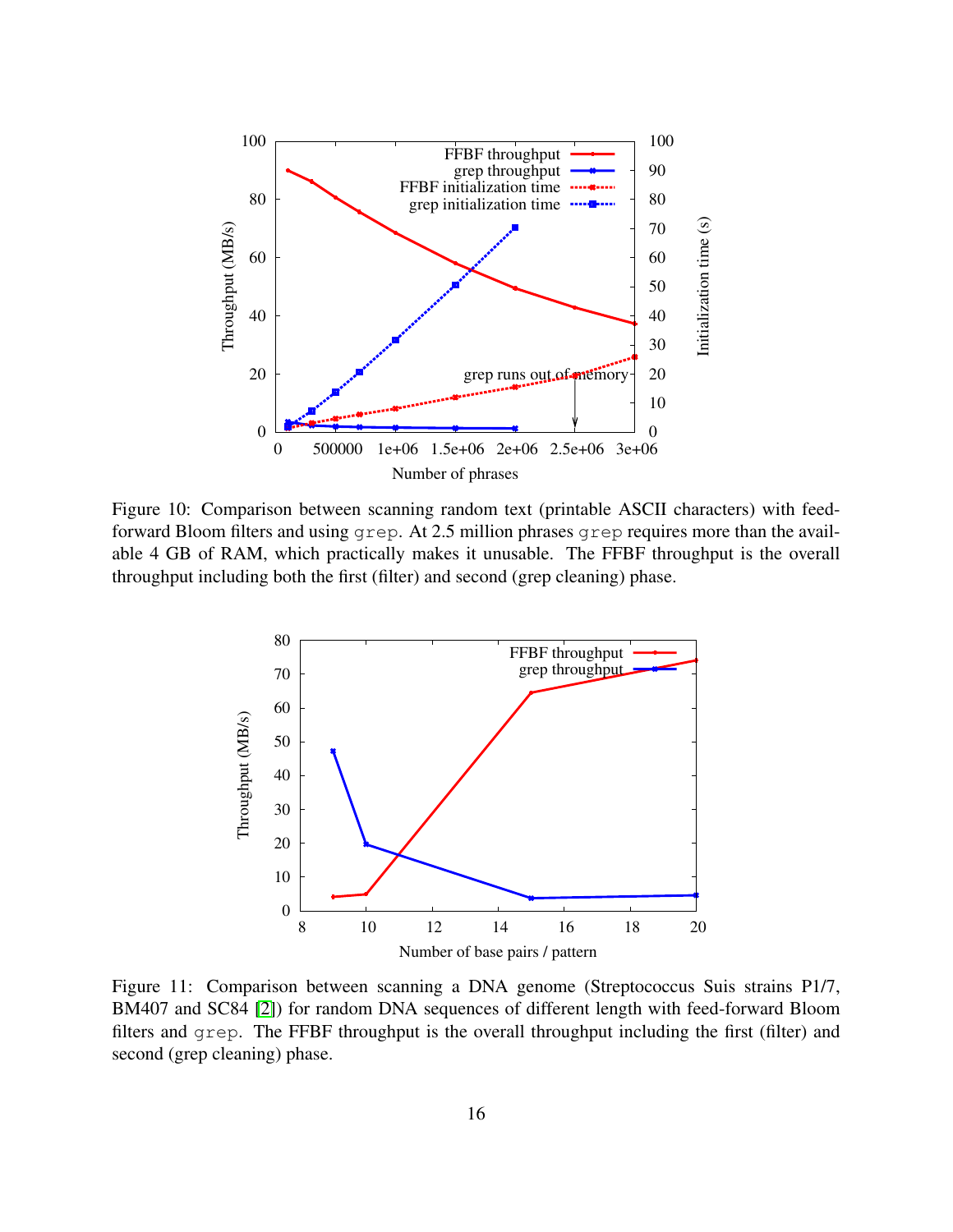Figure 10: Comparison between scanning random text (printable ASCII characters) with feed-forward Bloom filters and using grep. At 2.5 million phrases grep requires more than the available 4 GB of RAM, which practically makes it unusable. The FFBF throughput is the overall throughput including both the first (filter) and second (grep cleaning) phase.

Figure 11: Comparison between scanning a DNA genome (Streptococcus Suis strains P1/7, BM407 and SC84 [2]) for random DNA sequences of different length with feed-forward Bloom filters and grep. The FFBF throughput is the overall throughput including the first (filter) and second (grep cleaning) phase.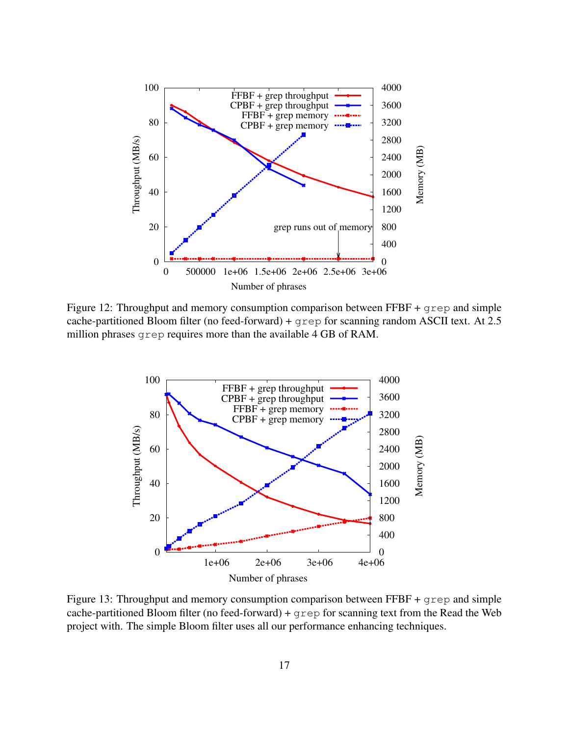Figure 12: Throughput and memory consumption comparison between FFBF + `grep` and simple cache-partitioned Bloom filter (no feed-forward) + `grep` for scanning random ASCII text. At 2.5 million phrases `grep` requires more than the available 4 GB of RAM.

Figure 13: Throughput and memory consumption comparison between FFBF + `grep` and simple cache-partitioned Bloom filter (no feed-forward) + `grep` for scanning text from the Read the Web project with. The simple Bloom filter uses all our performance enhancing techniques.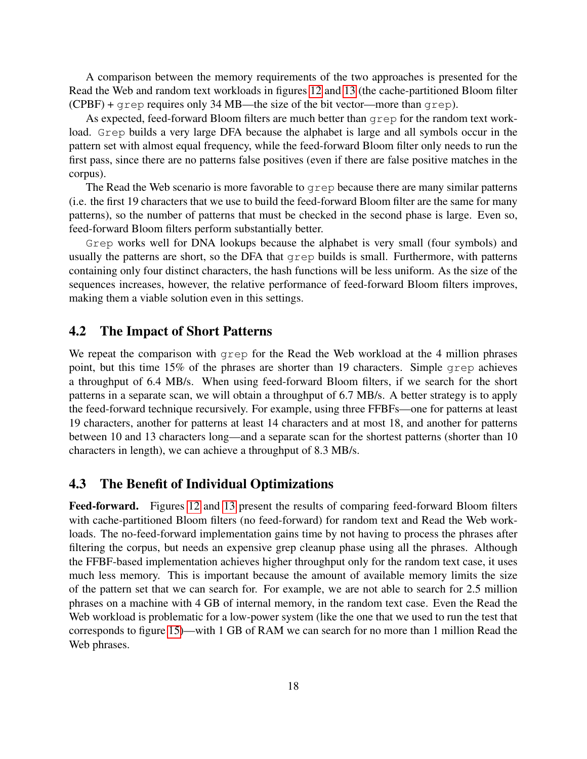A comparison between the memory requirements of the two approaches is presented for the Read the Web and random text workloads in figures 12 and 13 (the cache-partitioned Bloom filter (CPBF) + `grep` requires only 34 MB—the size of the bit vector—more than `grep`).

As expected, feed-forward Bloom filters are much better than `grep` for the random text workload. `Grep` builds a very large DFA because the alphabet is large and all symbols occur in the pattern set with almost equal frequency, while the feed-forward Bloom filter only needs to run the first pass, since there are no patterns false positives (even if there are false positive matches in the corpus).

The Read the Web scenario is more favorable to `grep` because there are many similar patterns (i.e. the first 19 characters that we use to build the feed-forward Bloom filter are the same for many patterns), so the number of patterns that must be checked in the second phase is large. Even so, feed-forward Bloom filters perform substantially better.

`Grep` works well for DNA lookups because the alphabet is very small (four symbols) and usually the patterns are short, so the DFA that `grep` builds is small. Furthermore, with patterns containing only four distinct characters, the hash functions will be less uniform. As the size of the sequences increases, however, the relative performance of feed-forward Bloom filters improves, making them a viable solution even in this settings.

## 4.2 The Impact of Short Patterns

We repeat the comparison with `grep` for the Read the Web workload at the 4 million phrases point, but this time 15% of the phrases are shorter than 19 characters. Simple `grep` achieves a throughput of 6.4 MB/s. When using feed-forward Bloom filters, if we search for the short patterns in a separate scan, we will obtain a throughput of 6.7 MB/s. A better strategy is to apply the feed-forward technique recursively. For example, using three FFBFs—one for patterns at least 19 characters, another for patterns at least 14 characters and at most 18, and another for patterns between 10 and 13 characters long—and a separate scan for the shortest patterns (shorter than 10 characters in length), we can achieve a throughput of 8.3 MB/s.

## 4.3 The Benefit of Individual Optimizations

**Feed-forward.** Figures 12 and 13 present the results of comparing feed-forward Bloom filters with cache-partitioned Bloom filters (no feed-forward) for random text and Read the Web workloads. The no-feed-forward implementation gains time by not having to process the phrases after filtering the corpus, but needs an expensive grep cleanup phase using all the phrases. Although the FFBF-based implementation achieves higher throughput only for the random text case, it uses much less memory. This is important because the amount of available memory limits the size of the pattern set that we can search for. For example, we are not able to search for 2.5 million phrases on a machine with 4 GB of internal memory, in the random text case. Even the Read the Web workload is problematic for a low-power system (like the one that we used to run the test that corresponds to figure 15)—with 1 GB of RAM we can search for no more than 1 million Read the Web phrases.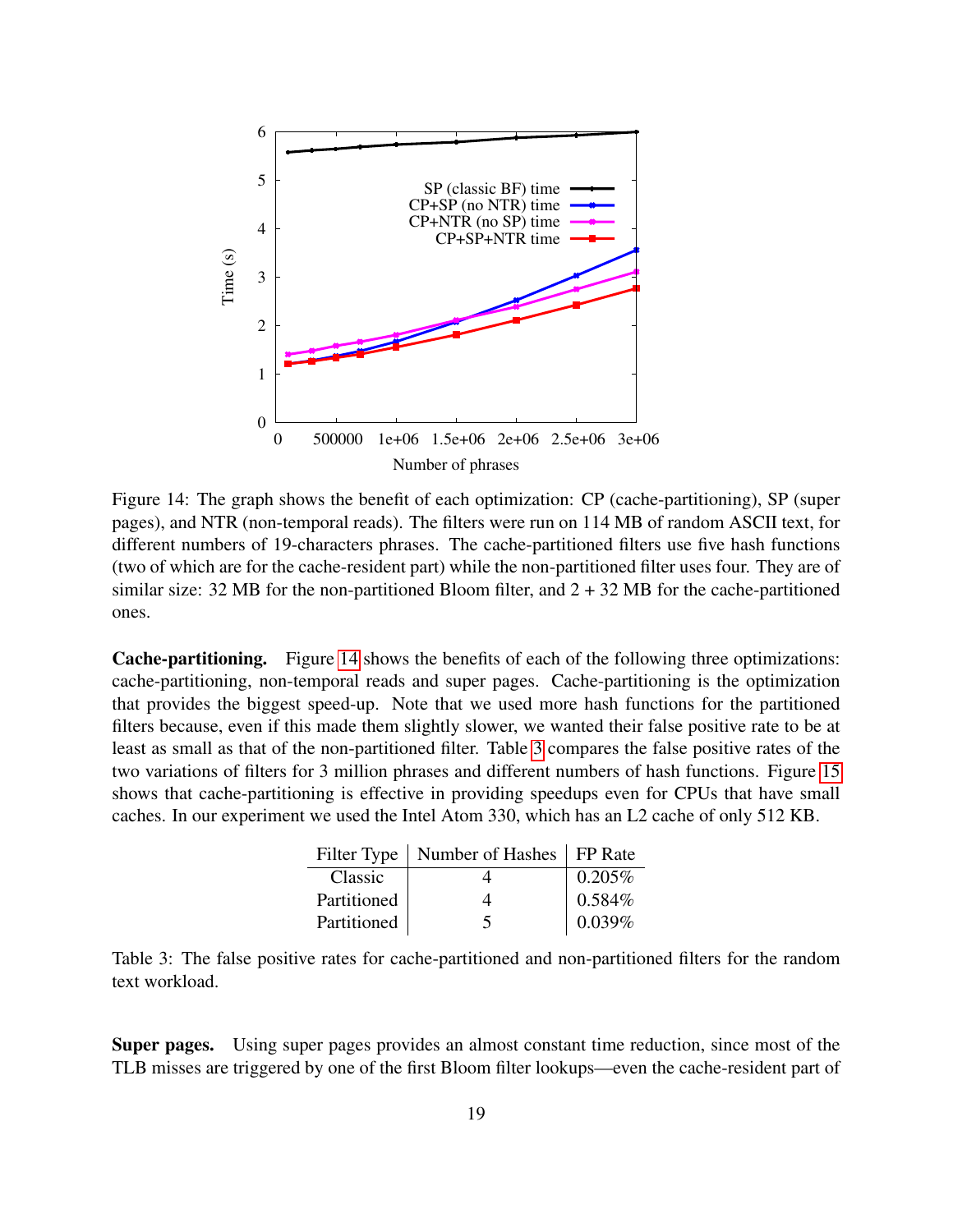Figure 14: The graph shows the benefit of each optimization: CP (cache-partitioning), SP (super pages), and NTR (non-temporal reads). The filters were run on 114 MB of random ASCII text, for different numbers of 19-characters phrases. The cache-partitioned filters use five hash functions (two of which are for the cache-resident part) while the non-partitioned filter uses four. They are of similar size: 32 MB for the non-partitioned Bloom filter, and 2 + 32 MB for the cache-partitioned ones.

**Cache-partitioning.** Figure 14 shows the benefits of each of the following three optimizations: cache-partitioning, non-temporal reads and super pages. Cache-partitioning is the optimization that provides the biggest speed-up. Note that we used more hash functions for the partitioned filters because, even if this made them slightly slower, we wanted their false positive rate to be at least as small as that of the non-partitioned filter. Table 3 compares the false positive rates of the two variations of filters for 3 million phrases and different numbers of hash functions. Figure 15 shows that cache-partitioning is effective in providing speedups even for CPUs that have small caches. In our experiment we used the Intel Atom 330, which has an L2 cache of only 512 KB.

| Filter Type | Number of Hashes | FP Rate |
|---|---|---|
| Classic | 4 | 0.205% |
| Partitioned | 4 | 0.584% |
| Partitioned | 5 | 0.039% |

Table 3: The false positive rates for cache-partitioned and non-partitioned filters for the random text workload.

**Super pages.** Using super pages provides an almost constant time reduction, since most of the TLB misses are triggered by one of the first Bloom filter lookups—even the cache-resident part of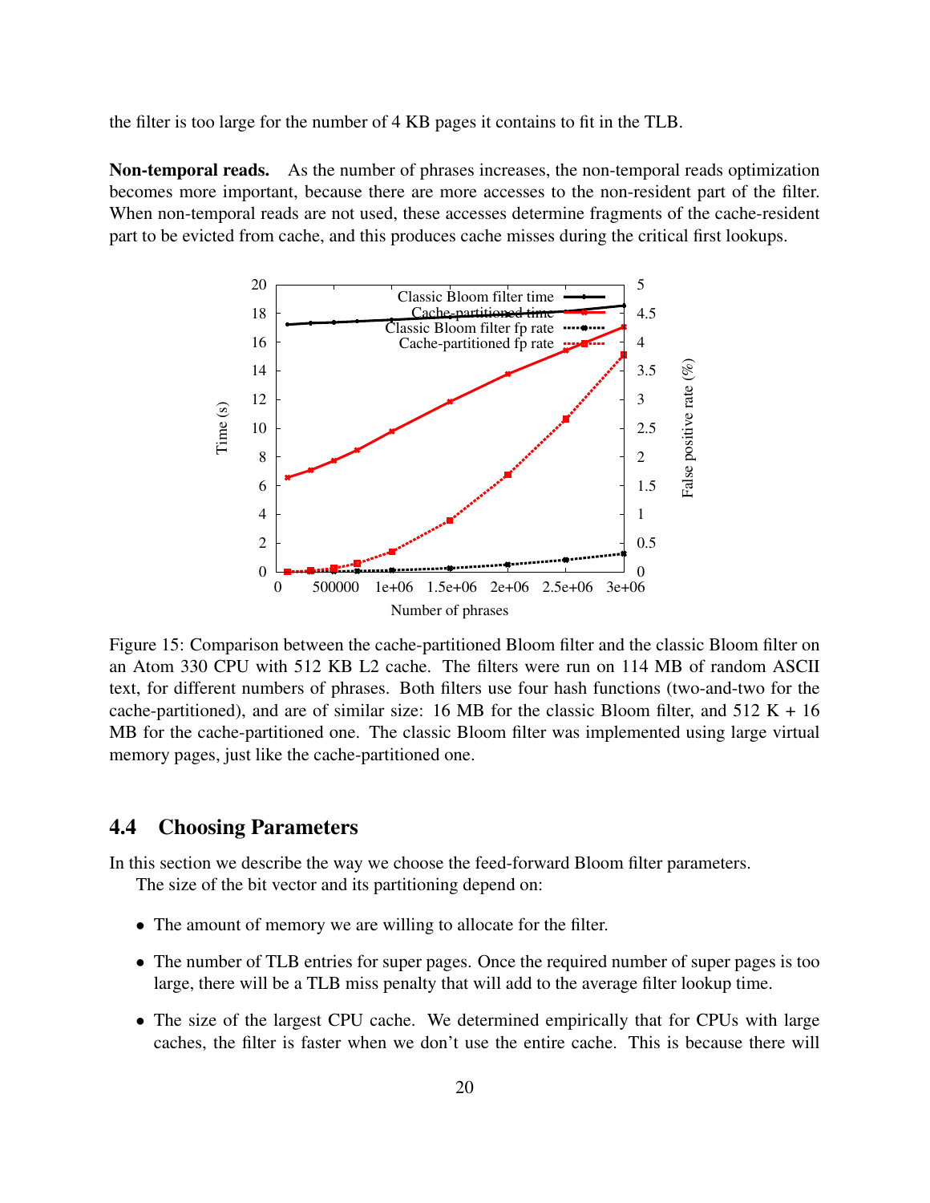the filter is too large for the number of 4 KB pages it contains to fit in the TLB.

**Non-temporal reads.** As the number of phrases increases, the non-temporal reads optimization becomes more important, because there are more accesses to the non-resident part of the filter. When non-temporal reads are not used, these accesses determine fragments of the cache-resident part to be evicted from cache, and this produces cache misses during the critical first lookups.

Figure 15: Comparison between the cache-partitioned Bloom filter and the classic Bloom filter on an Atom 330 CPU with 512 KB L2 cache. The filters were run on 114 MB of random ASCII text, for different numbers of phrases. Both filters use four hash functions (two-and-two for the cache-partitioned), and are of similar size: 16 MB for the classic Bloom filter, and 512 K + 16 MB for the cache-partitioned one. The classic Bloom filter was implemented using large virtual memory pages, just like the cache-partitioned one.

## 4.4 Choosing Parameters

In this section we describe the way we choose the feed-forward Bloom filter parameters.

The size of the bit vector and its partitioning depend on:

- The amount of memory we are willing to allocate for the filter.
- The number of TLB entries for super pages. Once the required number of super pages is too large, there will be a TLB miss penalty that will add to the average filter lookup time.
- The size of the largest CPU cache. We determined empirically that for CPUs with large caches, the filter is faster when we don't use the entire cache. This is because there will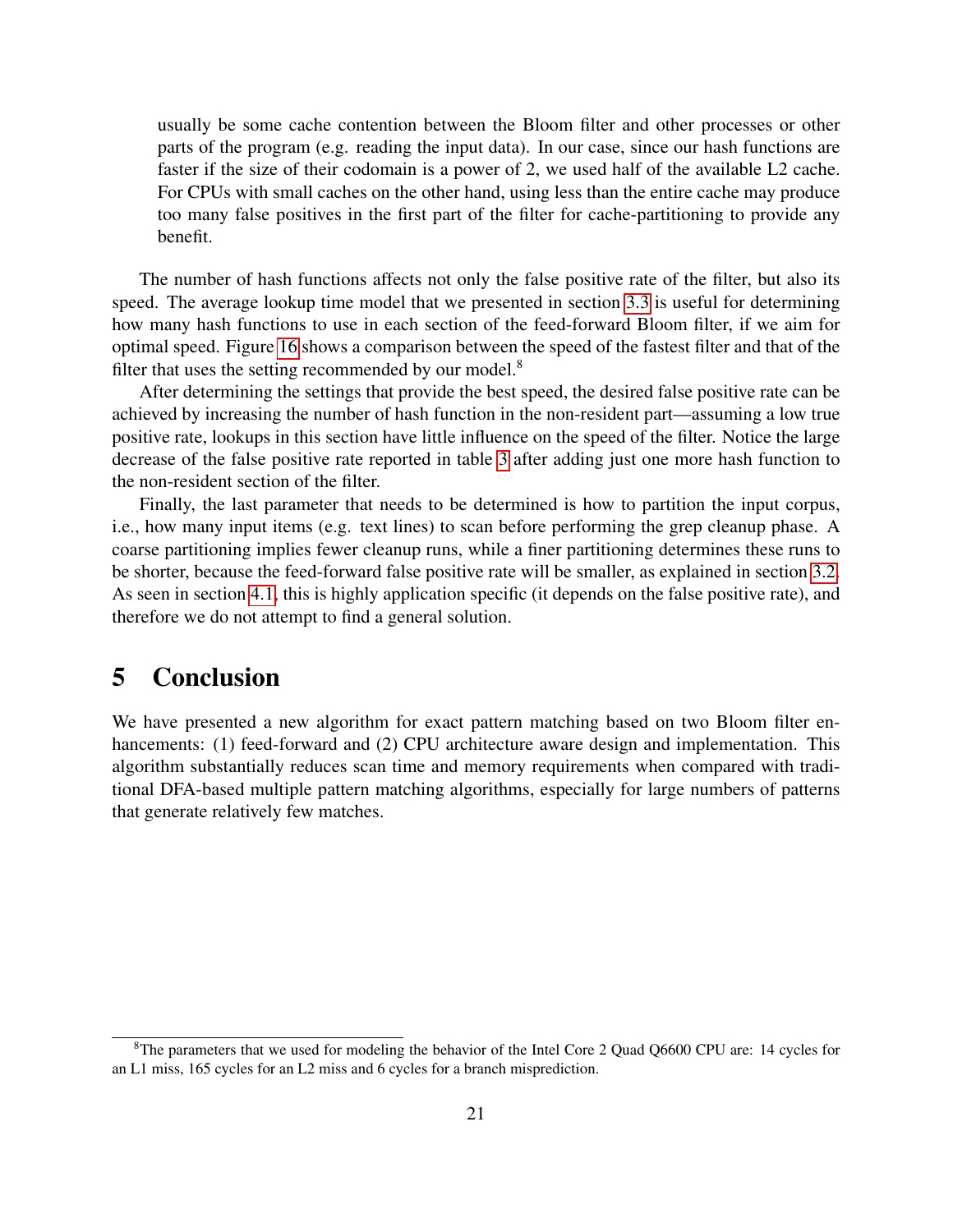usually be some cache contention between the Bloom filter and other processes or other parts of the program (e.g. reading the input data). In our case, since our hash functions are faster if the size of their codomain is a power of 2, we used half of the available L2 cache. For CPUs with small caches on the other hand, using less than the entire cache may produce too many false positives in the first part of the filter for cache-partitioning to provide any benefit.

The number of hash functions affects not only the false positive rate of the filter, but also its speed. The average lookup time model that we presented in section 3.3 is useful for determining how many hash functions to use in each section of the feed-forward Bloom filter, if we aim for optimal speed. Figure 16 shows a comparison between the speed of the fastest filter and that of the filter that uses the setting recommended by our model.[8]

After determining the settings that provide the best speed, the desired false positive rate can be achieved by increasing the number of hash function in the non-resident part—assuming a low true positive rate, lookups in this section have little influence on the speed of the filter. Notice the large decrease of the false positive rate reported in table 3 after adding just one more hash function to the non-resident section of the filter.

Finally, the last parameter that needs to be determined is how to partition the input corpus, i.e., how many input items (e.g. text lines) to scan before performing the grep cleanup phase. A coarse partitioning implies fewer cleanup runs, while a finer partitioning determines these runs to be shorter, because the feed-forward false positive rate will be smaller, as explained in section 3.2. As seen in section 4.1, this is highly application specific (it depends on the false positive rate), and therefore we do not attempt to find a general solution.

# 5 Conclusion

We have presented a new algorithm for exact pattern matching based on two Bloom filter enhancements: (1) feed-forward and (2) CPU architecture aware design and implementation. This algorithm substantially reduces scan time and memory requirements when compared with traditional DFA-based multiple pattern matching algorithms, especially for large numbers of patterns that generate relatively few matches.

[8] The parameters that we used for modeling the behavior of the Intel Core 2 Quad Q6600 CPU are: 14 cycles for an L1 miss, 165 cycles for an L2 miss and 6 cycles for a branch misprediction.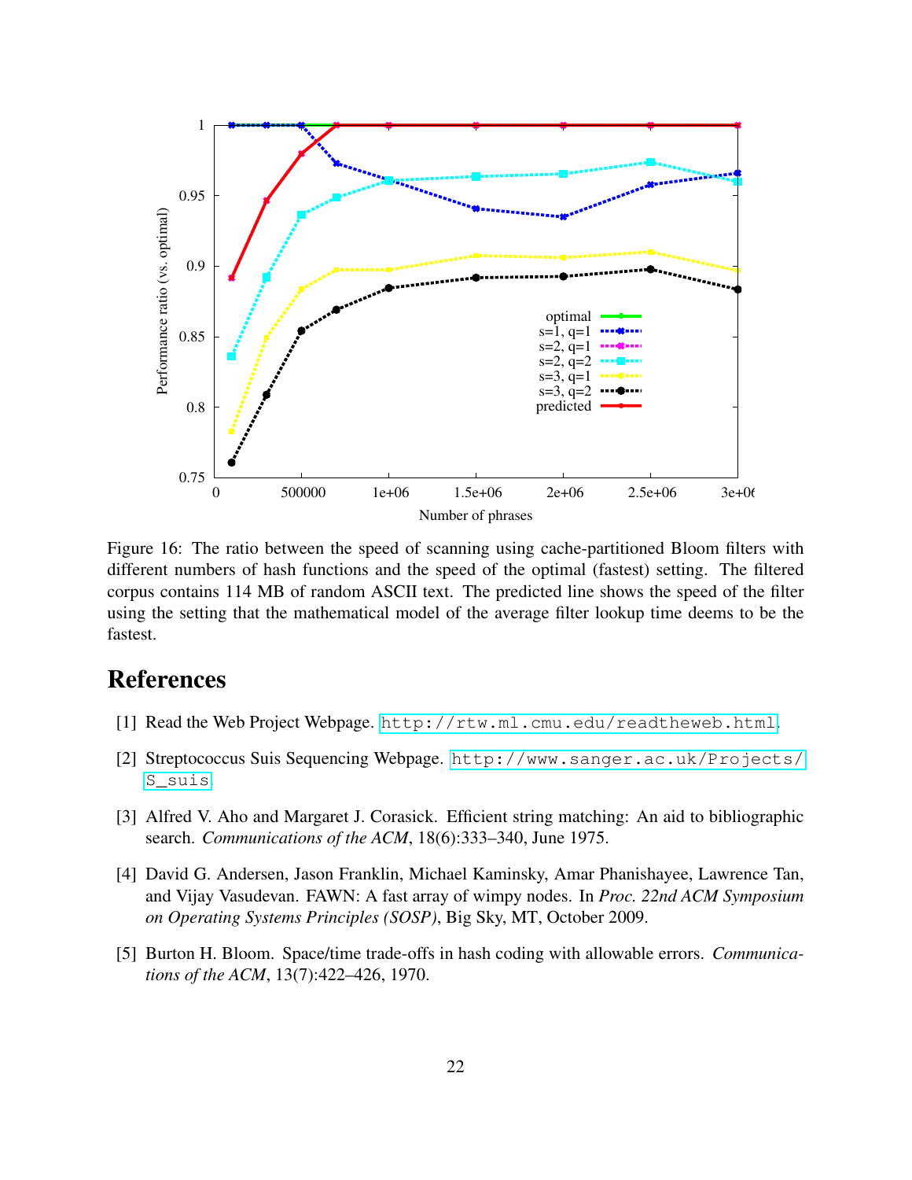Figure 16: The ratio between the speed of scanning using cache-partitioned Bloom filters with different numbers of hash functions and the speed of the optimal (fastest) setting. The filtered corpus contains 114 MB of random ASCII text. The predicted line shows the speed of the filter using the setting that the mathematical model of the average filter lookup time deems to be the fastest.

# References

[1] Read the Web Project Webpage. http://rtw.ml.cmu.edu/readtheweb.html.

[2] Streptococcus Suis Sequencing Webpage. http://www.sanger.ac.uk/Projects/S_suis.

[3] Alfred V. Aho and Margaret J. Corasick. Efficient string matching: An aid to bibliographic search. *Communications of the ACM*, 18(6):333–340, June 1975.

[4] David G. Andersen, Jason Franklin, Michael Kaminsky, Amar Phanishayee, Lawrence Tan, and Vijay Vasudevan. FAWN: A fast array of wimpy nodes. In *Proc. 22nd ACM Symposium on Operating Systems Principles (SOSP)*, Big Sky, MT, October 2009.

[5] Burton H. Bloom. Space/time trade-offs in hash coding with allowable errors. *Communications of the ACM*, 13(7):422–426, 1970.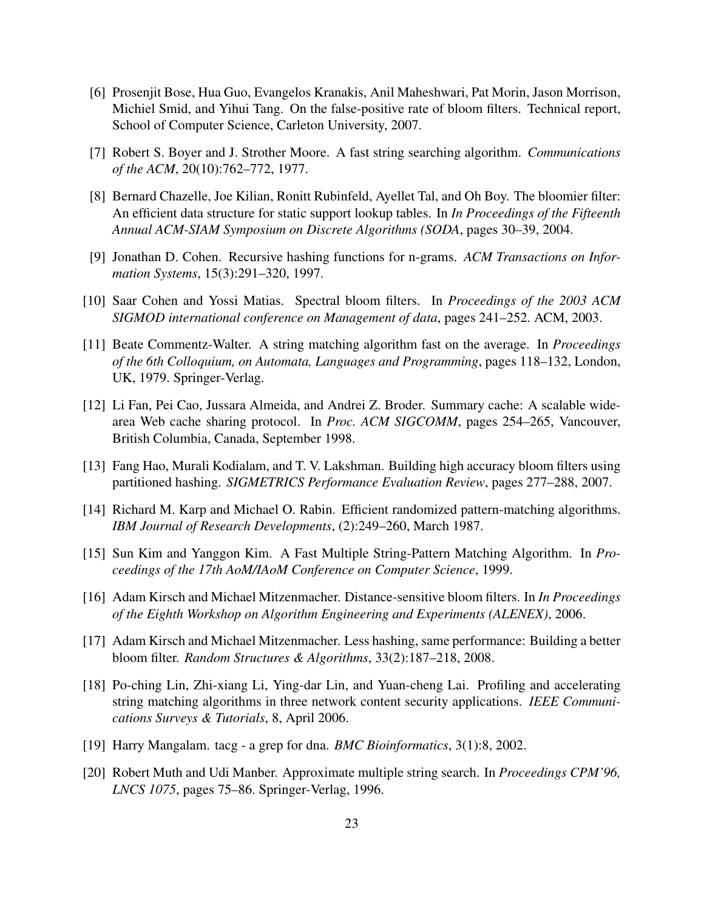[6] Prosenjit Bose, Hua Guo, Evangelos Kranakis, Anil Maheshwari, Pat Morin, Jason Morrison, Michiel Smid, and Yihui Tang. On the false-positive rate of bloom filters. Technical report, School of Computer Science, Carleton University, 2007.

[7] Robert S. Boyer and J. Strother Moore. A fast string searching algorithm. *Communications of the ACM*, 20(10):762–772, 1977.

[8] Bernard Chazelle, Joe Kilian, Ronitt Rubinfeld, Ayellet Tal, and Oh Boy. The bloomier filter: An efficient data structure for static support lookup tables. In *In Proceedings of the Fifteenth Annual ACM-SIAM Symposium on Discrete Algorithms (SODA*, pages 30–39, 2004.

[9] Jonathan D. Cohen. Recursive hashing functions for n-grams. *ACM Transactions on Information Systems*, 15(3):291–320, 1997.

[10] Saar Cohen and Yossi Matias. Spectral bloom filters. In *Proceedings of the 2003 ACM SIGMOD international conference on Management of data*, pages 241–252. ACM, 2003.

[11] Beate Commentz-Walter. A string matching algorithm fast on the average. In *Proceedings of the 6th Colloquium, on Automata, Languages and Programming*, pages 118–132, London, UK, 1979. Springer-Verlag.

[12] Li Fan, Pei Cao, Jussara Almeida, and Andrei Z. Broder. Summary cache: A scalable wide-area Web cache sharing protocol. In *Proc. ACM SIGCOMM*, pages 254–265, Vancouver, British Columbia, Canada, September 1998.

[13] Fang Hao, Murali Kodialam, and T. V. Lakshman. Building high accuracy bloom filters using partitioned hashing. *SIGMETRICS Performance Evaluation Review*, pages 277–288, 2007.

[14] Richard M. Karp and Michael O. Rabin. Efficient randomized pattern-matching algorithms. *IBM Journal of Research Developments*, (2):249–260, March 1987.

[15] Sun Kim and Yanggon Kim. A Fast Multiple String-Pattern Matching Algorithm. In *Proceedings of the 17th AoM/IAoM Conference on Computer Science*, 1999.

[16] Adam Kirsch and Michael Mitzenmacher. Distance-sensitive bloom filters. In *In Proceedings of the Eighth Workshop on Algorithm Engineering and Experiments (ALENEX)*, 2006.

[17] Adam Kirsch and Michael Mitzenmacher. Less hashing, same performance: Building a better bloom filter. *Random Structures & Algorithms*, 33(2):187–218, 2008.

[18] Po-ching Lin, Zhi-xiang Li, Ying-dar Lin, and Yuan-cheng Lai. Profiling and accelerating string matching algorithms in three network content security applications. *IEEE Communications Surveys & Tutorials*, 8, April 2006.

[19] Harry Mangalam. tacg - a grep for dna. *BMC Bioinformatics*, 3(1):8, 2002.

[20] Robert Muth and Udi Manber. Approximate multiple string search. In *Proceedings CPM'96, LNCS 1075*, pages 75–86. Springer-Verlag, 1996.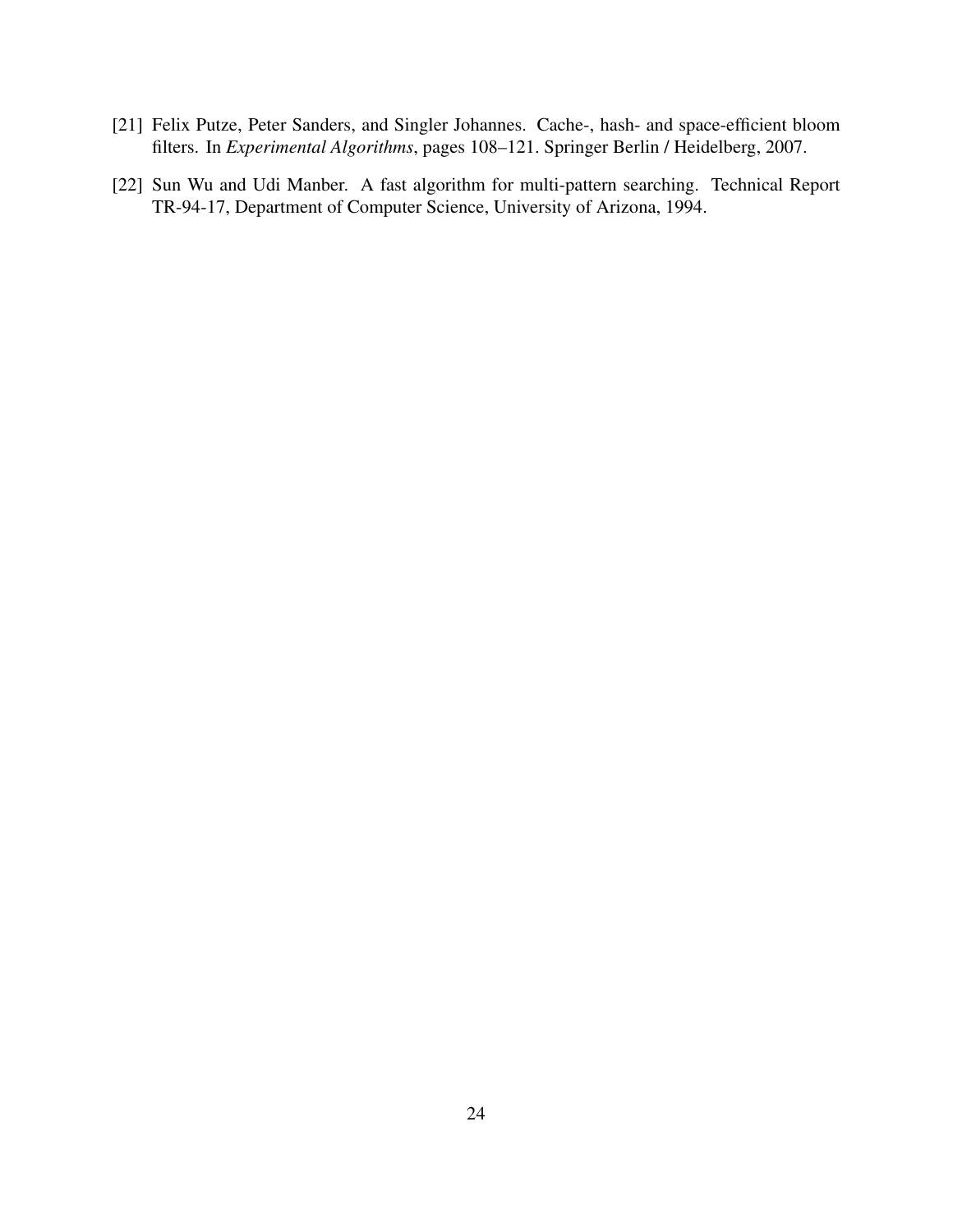[21] Felix Putze, Peter Sanders, and Singler Johannes. Cache-, hash- and space-efficient bloom filters. In *Experimental Algorithms*, pages 108–121. Springer Berlin / Heidelberg, 2007.

[22] Sun Wu and Udi Manber. A fast algorithm for multi-pattern searching. Technical Report TR-94-17, Department of Computer Science, University of Arizona, 1994.